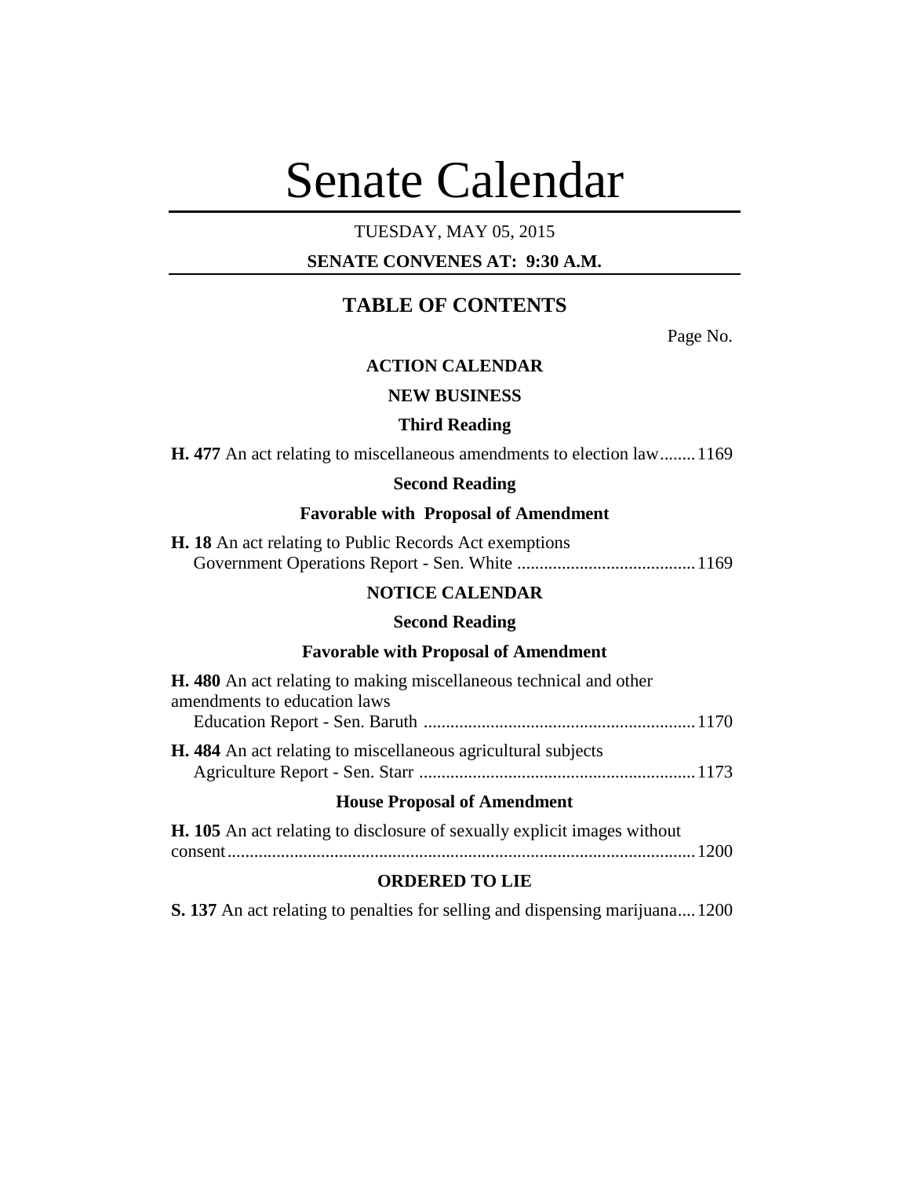# Senate Calendar

TUESDAY, MAY 05, 2015

**SENATE CONVENES AT: 9:30 A.M.**

## TABLE OF CONTENTS

Page No.

### ACTION CALENDAR

#### NEW BUSINESS

**Third Reading**

**H. 477** An act relating to miscellaneous amendments to election law........1169

**Second Reading**

**Favorable with Proposal of Amendment**

**H. 18** An act relating to Public Records Act exemptions
Government Operations Report - Sen. White ........................................1169

### NOTICE CALENDAR

**Second Reading**

**Favorable with Proposal of Amendment**

**H. 480** An act relating to making miscellaneous technical and other amendments to education laws
Education Report - Sen. Baruth .............................................................1170

**H. 484** An act relating to miscellaneous agricultural subjects
Agriculture Report - Sen. Starr ..............................................................1173

**House Proposal of Amendment**

**H. 105** An act relating to disclosure of sexually explicit images without consent.........................................................................................................1200

### ORDERED TO LIE

**S. 137** An act relating to penalties for selling and dispensing marijuana....1200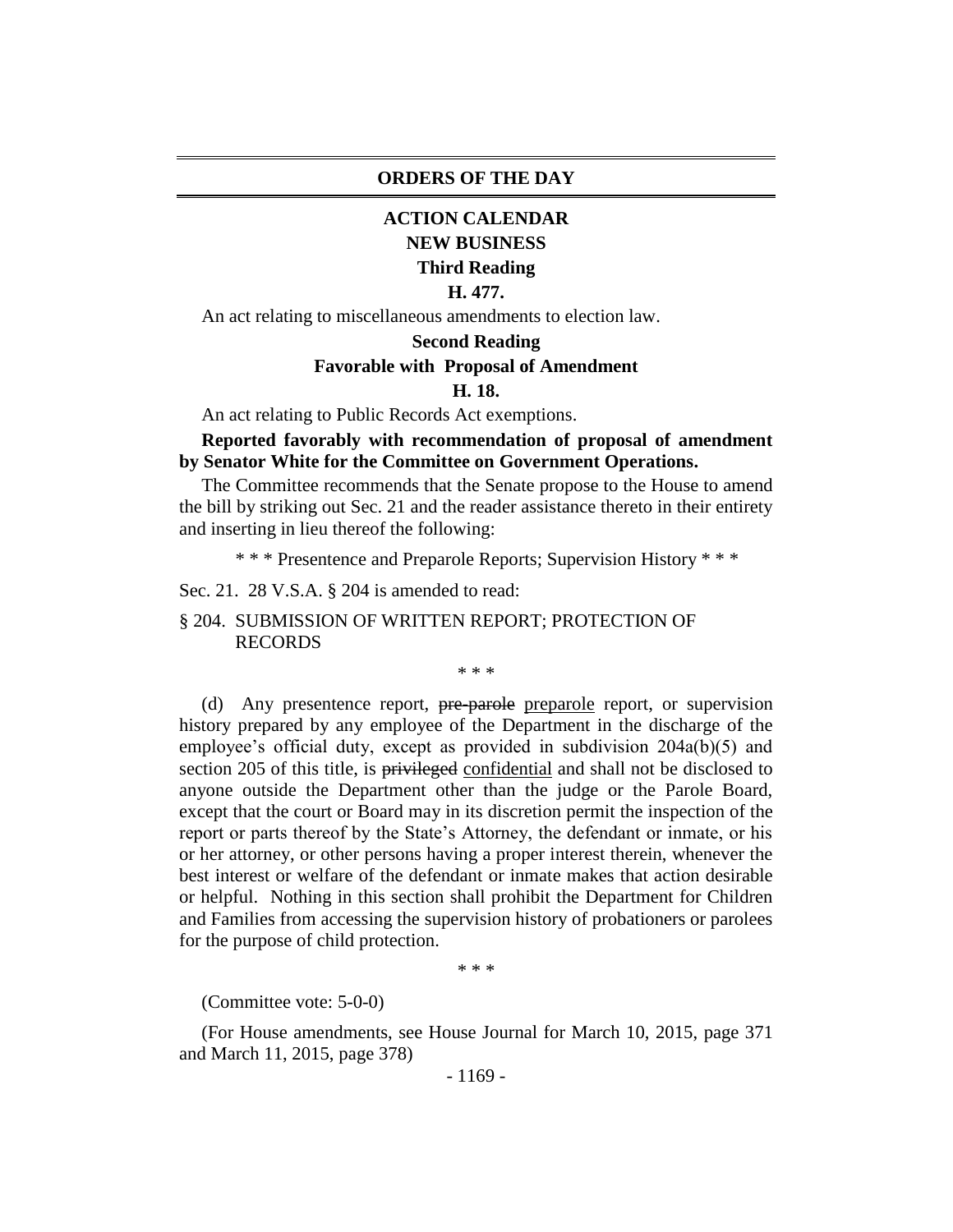# ORDERS OF THE DAY

## ACTION CALENDAR

### NEW BUSINESS

### Third Reading

**H. 477.**

An act relating to miscellaneous amendments to election law.

### Second Reading

### Favorable with Proposal of Amendment

**H. 18.**

An act relating to Public Records Act exemptions.

**Reported favorably with recommendation of proposal of amendment by Senator White for the Committee on Government Operations.**

The Committee recommends that the Senate propose to the House to amend the bill by striking out Sec. 21 and the reader assistance thereto in their entirety and inserting in lieu thereof the following:

* * * Presentence and Preparole Reports; Supervision History * * *

Sec. 21. 28 V.S.A. § 204 is amended to read:

§ 204. SUBMISSION OF WRITTEN REPORT; PROTECTION OF RECORDS

* * *

(d) Any presentence report, ~~pre-parole~~ preparole report, or supervision history prepared by any employee of the Department in the discharge of the employee's official duty, except as provided in subdivision 204a(b)(5) and section 205 of this title, is ~~privileged~~ confidential and shall not be disclosed to anyone outside the Department other than the judge or the Parole Board, except that the court or Board may in its discretion permit the inspection of the report or parts thereof by the State's Attorney, the defendant or inmate, or his or her attorney, or other persons having a proper interest therein, whenever the best interest or welfare of the defendant or inmate makes that action desirable or helpful. Nothing in this section shall prohibit the Department for Children and Families from accessing the supervision history of probationers or parolees for the purpose of child protection.

* * *

(Committee vote: 5-0-0)

(For House amendments, see House Journal for March 10, 2015, page 371 and March 11, 2015, page 378)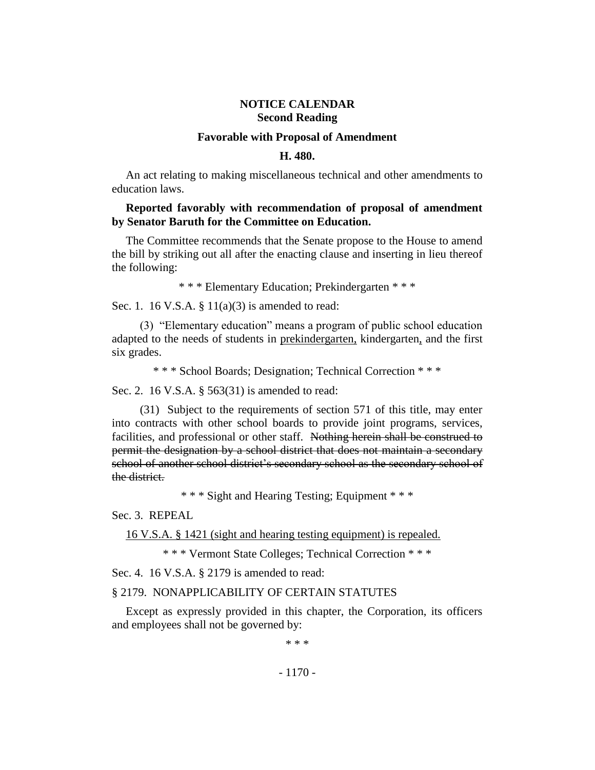## NOTICE CALENDAR
### Second Reading

### Favorable with Proposal of Amendment

### H. 480.

An act relating to making miscellaneous technical and other amendments to education laws.

**Reported favorably with recommendation of proposal of amendment by Senator Baruth for the Committee on Education.**

The Committee recommends that the Senate propose to the House to amend the bill by striking out all after the enacting clause and inserting in lieu thereof the following:

\* \* \* Elementary Education; Prekindergarten \* \* \*

Sec. 1. 16 V.S.A. § 11(a)(3) is amended to read:

(3) "Elementary education" means a program of public school education adapted to the needs of students in <u>prekindergarten,</u> kindergarten<u>,</u> and the first six grades.

\* \* \* School Boards; Designation; Technical Correction \* \* \*

Sec. 2. 16 V.S.A. § 563(31) is amended to read:

(31) Subject to the requirements of section 571 of this title, may enter into contracts with other school boards to provide joint programs, services, facilities, and professional or other staff. ~~Nothing herein shall be construed to permit the designation by a school district that does not maintain a secondary school of another school district's secondary school as the secondary school of the district.~~

\* \* \* Sight and Hearing Testing; Equipment \* \* \*

Sec. 3. REPEAL

<u>16 V.S.A. § 1421 (sight and hearing testing equipment) is repealed.</u>

\* \* \* Vermont State Colleges; Technical Correction \* \* \*

Sec. 4. 16 V.S.A. § 2179 is amended to read:

§ 2179. NONAPPLICABILITY OF CERTAIN STATUTES

Except as expressly provided in this chapter, the Corporation, its officers and employees shall not be governed by:

\* \* \*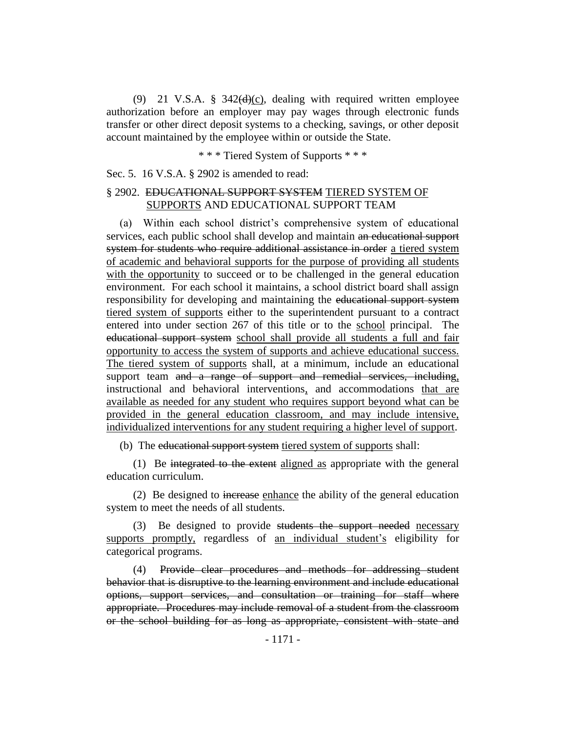(9) 21 V.S.A. § 342~~(d)~~(c), dealing with required written employee authorization before an employer may pay wages through electronic funds transfer or other direct deposit systems to a checking, savings, or other deposit account maintained by the employee within or outside the State.

\* \* \* Tiered System of Supports \* \* \*

Sec. 5. 16 V.S.A. § 2902 is amended to read:

§ 2902. ~~EDUCATIONAL SUPPORT SYSTEM~~ <u>TIERED SYSTEM OF SUPPORTS</u> AND EDUCATIONAL SUPPORT TEAM

(a) Within each school district's comprehensive system of educational services, each public school shall develop and maintain ~~an educational support system for students who require additional assistance in order~~ <u>a tiered system of academic and behavioral supports for the purpose of providing all students with the opportunity</u> to succeed or to be challenged in the general education environment. For each school it maintains, a school district board shall assign responsibility for developing and maintaining the ~~educational support system~~ <u>tiered system of supports</u> either to the superintendent pursuant to a contract entered into under section 267 of this title or to the <u>school</u> principal. The ~~educational support system~~ <u>school shall provide all students a full and fair opportunity to access the system of supports and achieve educational success. The tiered system of supports</u> shall, at a minimum, include an educational support team ~~and a range of support and remedial services, including,~~ instructional and behavioral interventions<u>,</u> and accommodations <u>that are available as needed for any student who requires support beyond what can be provided in the general education classroom, and may include intensive, individualized interventions for any student requiring a higher level of support</u>.

(b) The ~~educational support system~~ <u>tiered system of supports</u> shall:

(1) Be ~~integrated to the extent~~ <u>aligned as</u> appropriate with the general education curriculum.

(2) Be designed to ~~increase~~ <u>enhance</u> the ability of the general education system to meet the needs of all students.

(3) Be designed to provide ~~students the support needed~~ <u>necessary supports promptly,</u> regardless of <u>an individual student's</u> eligibility for categorical programs.

(4) ~~Provide clear procedures and methods for addressing student behavior that is disruptive to the learning environment and include educational options, support services, and consultation or training for staff where appropriate. Procedures may include removal of a student from the classroom or the school building for as long as appropriate, consistent with state and~~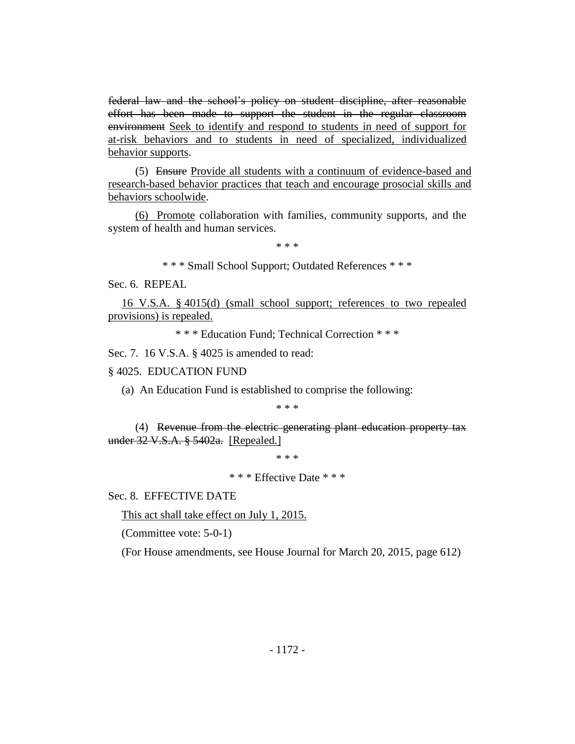~~federal law and the school's policy on student discipline, after reasonable effort has been made to support the student in the regular classroom environment~~ <u>Seek to identify and respond to students in need of support for at-risk behaviors and to students in need of specialized, individualized behavior supports</u>.

(5) ~~Ensure~~ <u>Provide all students with a continuum of evidence-based and research-based behavior practices that teach and encourage prosocial skills and behaviors schoolwide</u>.

<u>(6) Promote</u> collaboration with families, community supports, and the system of health and human services.

\* \* \*

\* \* \* Small School Support; Outdated References \* \* \*

Sec. 6. REPEAL

<u>16 V.S.A. § 4015(d) (small school support; references to two repealed provisions) is repealed.</u>

\* \* \* Education Fund; Technical Correction \* \* \*

Sec. 7. 16 V.S.A. § 4025 is amended to read:

§ 4025. EDUCATION FUND

(a) An Education Fund is established to comprise the following:

\* \* \*

(4) ~~Revenue from the electric generating plant education property tax under 32 V.S.A. § 5402a.~~ <u>[Repealed.]</u>

\* \* \*

\* \* \* Effective Date \* \* \*

Sec. 8. EFFECTIVE DATE

<u>This act shall take effect on July 1, 2015.</u>

(Committee vote: 5-0-1)

(For House amendments, see House Journal for March 20, 2015, page 612)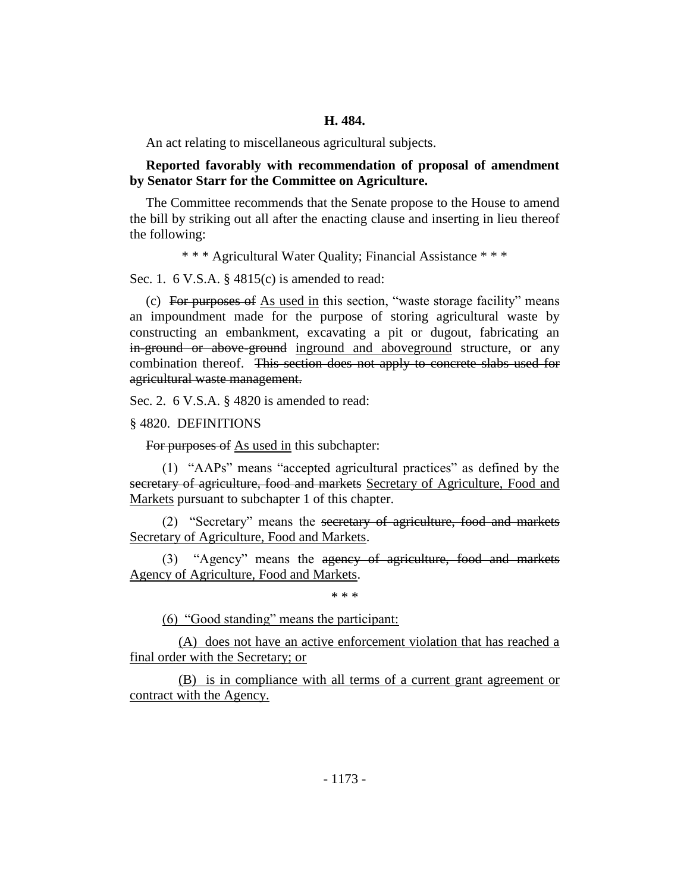**H. 484.**

An act relating to miscellaneous agricultural subjects.

**Reported favorably with recommendation of proposal of amendment by Senator Starr for the Committee on Agriculture.**

The Committee recommends that the Senate propose to the House to amend the bill by striking out all after the enacting clause and inserting in lieu thereof the following:

\* \* \* Agricultural Water Quality; Financial Assistance \* \* \*

Sec. 1. 6 V.S.A. § 4815(c) is amended to read:

(c) ~~For purposes of~~ As used in this section, "waste storage facility" means an impoundment made for the purpose of storing agricultural waste by constructing an embankment, excavating a pit or dugout, fabricating an ~~in-ground or above-ground~~ inground and aboveground structure, or any combination thereof. ~~This section does not apply to concrete slabs used for agricultural waste management.~~

Sec. 2. 6 V.S.A. § 4820 is amended to read:

§ 4820. DEFINITIONS

~~For purposes of~~ As used in this subchapter:

(1) "AAPs" means "accepted agricultural practices" as defined by the ~~secretary of agriculture, food and markets~~ Secretary of Agriculture, Food and Markets pursuant to subchapter 1 of this chapter.

(2) "Secretary" means the ~~secretary of agriculture, food and markets~~ Secretary of Agriculture, Food and Markets.

(3) "Agency" means the ~~agency of agriculture, food and markets~~ Agency of Agriculture, Food and Markets.

\* \* \*

(6) "Good standing" means the participant:

(A) does not have an active enforcement violation that has reached a final order with the Secretary; or

(B) is in compliance with all terms of a current grant agreement or contract with the Agency.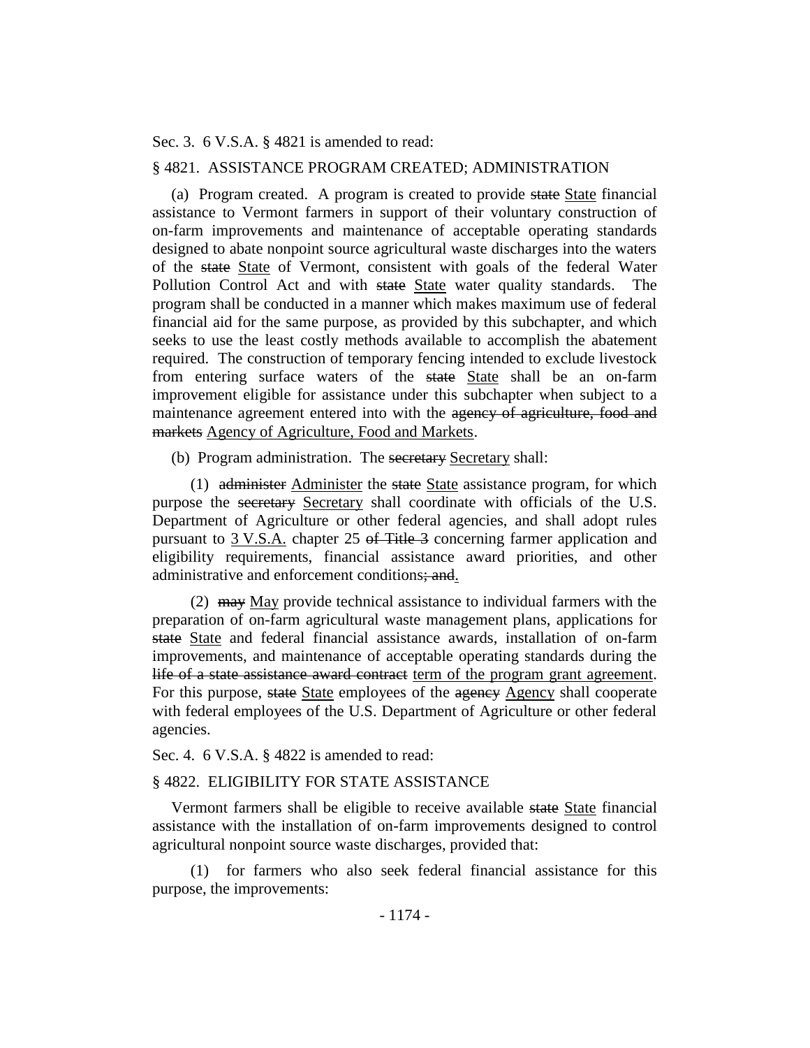Sec. 3. 6 V.S.A. § 4821 is amended to read:

§ 4821. ASSISTANCE PROGRAM CREATED; ADMINISTRATION

(a) Program created. A program is created to provide ~~state~~ State financial assistance to Vermont farmers in support of their voluntary construction of on-farm improvements and maintenance of acceptable operating standards designed to abate nonpoint source agricultural waste discharges into the waters of the ~~state~~ State of Vermont, consistent with goals of the federal Water Pollution Control Act and with ~~state~~ State water quality standards. The program shall be conducted in a manner which makes maximum use of federal financial aid for the same purpose, as provided by this subchapter, and which seeks to use the least costly methods available to accomplish the abatement required. The construction of temporary fencing intended to exclude livestock from entering surface waters of the ~~state~~ State shall be an on-farm improvement eligible for assistance under this subchapter when subject to a maintenance agreement entered into with the ~~agency of agriculture, food and markets~~ Agency of Agriculture, Food and Markets.

(b) Program administration. The ~~secretary~~ Secretary shall:

(1) ~~administer~~ Administer the ~~state~~ State assistance program, for which purpose the ~~secretary~~ Secretary shall coordinate with officials of the U.S. Department of Agriculture or other federal agencies, and shall adopt rules pursuant to 3 V.S.A. chapter 25 ~~of Title 3~~ concerning farmer application and eligibility requirements, financial assistance award priorities, and other administrative and enforcement conditions~~; and~~.

(2) ~~may~~ May provide technical assistance to individual farmers with the preparation of on-farm agricultural waste management plans, applications for ~~state~~ State and federal financial assistance awards, installation of on-farm improvements, and maintenance of acceptable operating standards during the ~~life of a state assistance award contract~~ term of the program grant agreement. For this purpose, ~~state~~ State employees of the ~~agency~~ Agency shall cooperate with federal employees of the U.S. Department of Agriculture or other federal agencies.

Sec. 4. 6 V.S.A. § 4822 is amended to read:

§ 4822. ELIGIBILITY FOR STATE ASSISTANCE

Vermont farmers shall be eligible to receive available ~~state~~ State financial assistance with the installation of on-farm improvements designed to control agricultural nonpoint source waste discharges, provided that:

(1) for farmers who also seek federal financial assistance for this purpose, the improvements: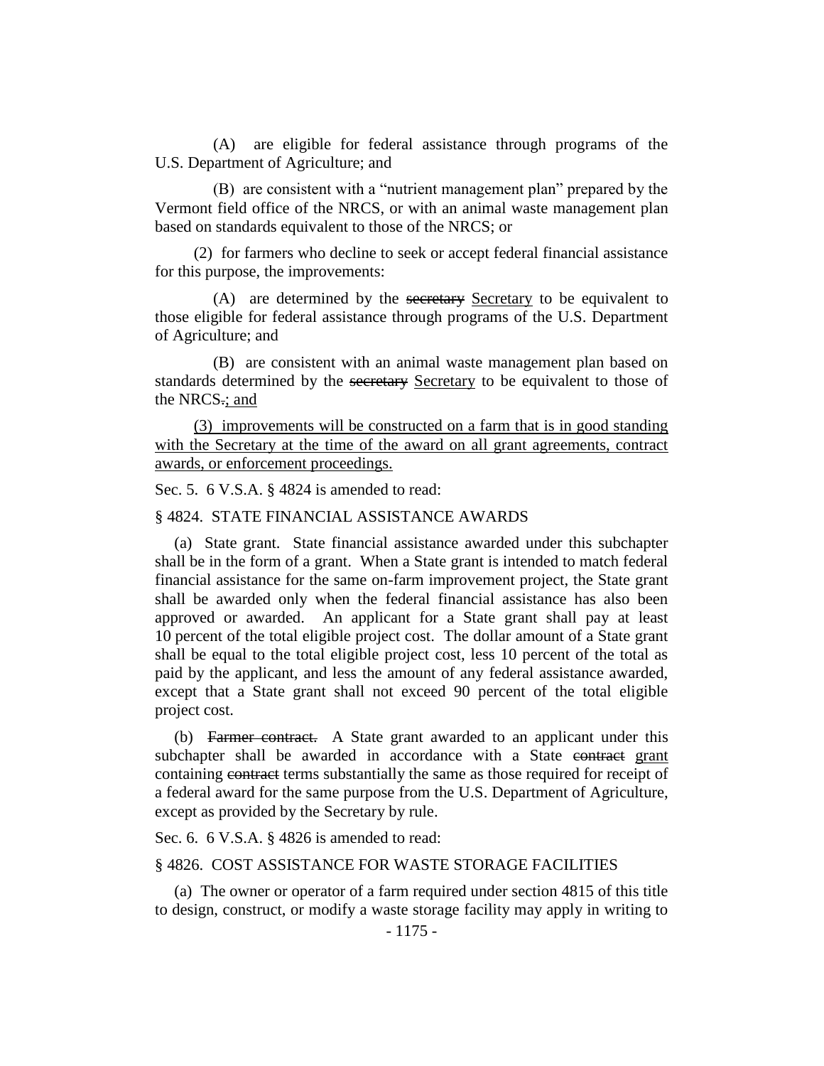(A) are eligible for federal assistance through programs of the U.S. Department of Agriculture; and

(B) are consistent with a "nutrient management plan" prepared by the Vermont field office of the NRCS, or with an animal waste management plan based on standards equivalent to those of the NRCS; or

(2) for farmers who decline to seek or accept federal financial assistance for this purpose, the improvements:

(A) are determined by the ~~secretary~~ Secretary to be equivalent to those eligible for federal assistance through programs of the U.S. Department of Agriculture; and

(B) are consistent with an animal waste management plan based on standards determined by the ~~secretary~~ Secretary to be equivalent to those of the NRCS~~.~~; and

(3) improvements will be constructed on a farm that is in good standing with the Secretary at the time of the award on all grant agreements, contract awards, or enforcement proceedings.

Sec. 5. 6 V.S.A. § 4824 is amended to read:

§ 4824. STATE FINANCIAL ASSISTANCE AWARDS

(a) State grant. State financial assistance awarded under this subchapter shall be in the form of a grant. When a State grant is intended to match federal financial assistance for the same on-farm improvement project, the State grant shall be awarded only when the federal financial assistance has also been approved or awarded. An applicant for a State grant shall pay at least 10 percent of the total eligible project cost. The dollar amount of a State grant shall be equal to the total eligible project cost, less 10 percent of the total as paid by the applicant, and less the amount of any federal assistance awarded, except that a State grant shall not exceed 90 percent of the total eligible project cost.

(b) ~~Farmer contract.~~ A State grant awarded to an applicant under this subchapter shall be awarded in accordance with a State ~~contract~~ grant containing ~~contract~~ terms substantially the same as those required for receipt of a federal award for the same purpose from the U.S. Department of Agriculture, except as provided by the Secretary by rule.

Sec. 6. 6 V.S.A. § 4826 is amended to read:

§ 4826. COST ASSISTANCE FOR WASTE STORAGE FACILITIES

(a) The owner or operator of a farm required under section 4815 of this title to design, construct, or modify a waste storage facility may apply in writing to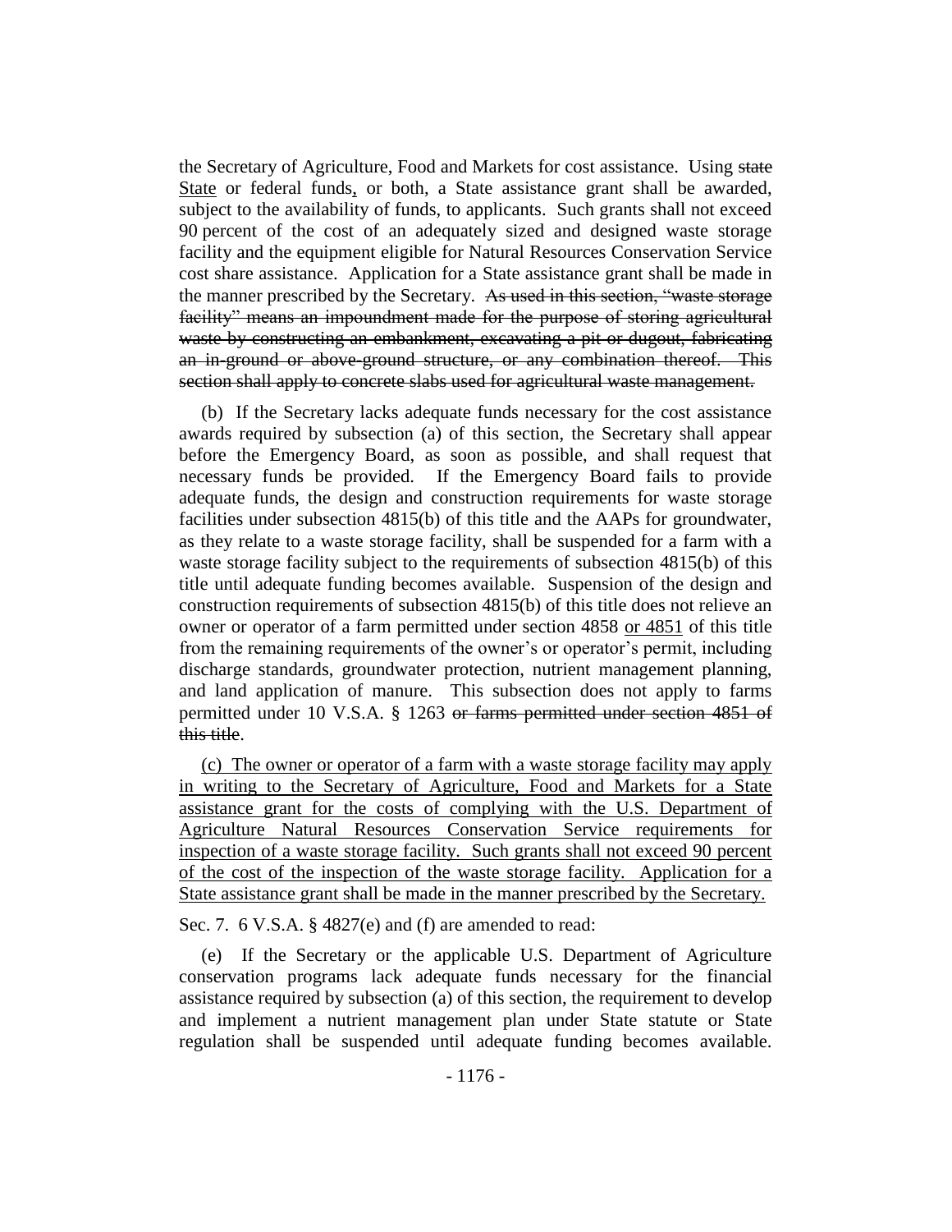the Secretary of Agriculture, Food and Markets for cost assistance. Using ~~state~~ <u>State</u> or federal funds<u>,</u> or both, a State assistance grant shall be awarded, subject to the availability of funds, to applicants. Such grants shall not exceed 90 percent of the cost of an adequately sized and designed waste storage facility and the equipment eligible for Natural Resources Conservation Service cost share assistance. Application for a State assistance grant shall be made in the manner prescribed by the Secretary. ~~As used in this section, "waste storage facility" means an impoundment made for the purpose of storing agricultural waste by constructing an embankment, excavating a pit or dugout, fabricating an in-ground or above-ground structure, or any combination thereof. This section shall apply to concrete slabs used for agricultural waste management.~~

(b) If the Secretary lacks adequate funds necessary for the cost assistance awards required by subsection (a) of this section, the Secretary shall appear before the Emergency Board, as soon as possible, and shall request that necessary funds be provided. If the Emergency Board fails to provide adequate funds, the design and construction requirements for waste storage facilities under subsection 4815(b) of this title and the AAPs for groundwater, as they relate to a waste storage facility, shall be suspended for a farm with a waste storage facility subject to the requirements of subsection 4815(b) of this title until adequate funding becomes available. Suspension of the design and construction requirements of subsection 4815(b) of this title does not relieve an owner or operator of a farm permitted under section 4858 <u>or 4851</u> of this title from the remaining requirements of the owner's or operator's permit, including discharge standards, groundwater protection, nutrient management planning, and land application of manure. This subsection does not apply to farms permitted under 10 V.S.A. § 1263 ~~or farms permitted under section 4851 of this title~~.

<u>(c) The owner or operator of a farm with a waste storage facility may apply in writing to the Secretary of Agriculture, Food and Markets for a State assistance grant for the costs of complying with the U.S. Department of Agriculture Natural Resources Conservation Service requirements for inspection of a waste storage facility. Such grants shall not exceed 90 percent of the cost of the inspection of the waste storage facility. Application for a State assistance grant shall be made in the manner prescribed by the Secretary.</u>

Sec. 7. 6 V.S.A. § 4827(e) and (f) are amended to read:

(e) If the Secretary or the applicable U.S. Department of Agriculture conservation programs lack adequate funds necessary for the financial assistance required by subsection (a) of this section, the requirement to develop and implement a nutrient management plan under State statute or State regulation shall be suspended until adequate funding becomes available.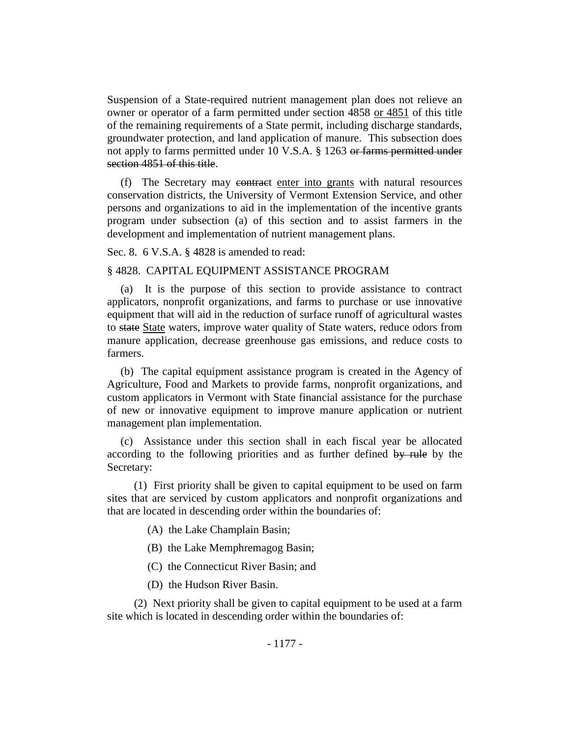Suspension of a State-required nutrient management plan does not relieve an owner or operator of a farm permitted under section 4858 <u>or 4851</u> of this title of the remaining requirements of a State permit, including discharge standards, groundwater protection, and land application of manure. This subsection does not apply to farms permitted under 10 V.S.A. § 1263 ~~or farms permitted under section 4851 of this title~~.

(f) The Secretary may ~~contract~~ <u>enter into grants</u> with natural resources conservation districts, the University of Vermont Extension Service, and other persons and organizations to aid in the implementation of the incentive grants program under subsection (a) of this section and to assist farmers in the development and implementation of nutrient management plans.

Sec. 8. 6 V.S.A. § 4828 is amended to read:

§ 4828. CAPITAL EQUIPMENT ASSISTANCE PROGRAM

(a) It is the purpose of this section to provide assistance to contract applicators, nonprofit organizations, and farms to purchase or use innovative equipment that will aid in the reduction of surface runoff of agricultural wastes to ~~state~~ <u>State</u> waters, improve water quality of State waters, reduce odors from manure application, decrease greenhouse gas emissions, and reduce costs to farmers.

(b) The capital equipment assistance program is created in the Agency of Agriculture, Food and Markets to provide farms, nonprofit organizations, and custom applicators in Vermont with State financial assistance for the purchase of new or innovative equipment to improve manure application or nutrient management plan implementation.

(c) Assistance under this section shall in each fiscal year be allocated according to the following priorities and as further defined ~~by rule~~ by the Secretary:

(1) First priority shall be given to capital equipment to be used on farm sites that are serviced by custom applicators and nonprofit organizations and that are located in descending order within the boundaries of:

(A) the Lake Champlain Basin;

(B) the Lake Memphremagog Basin;

(C) the Connecticut River Basin; and

(D) the Hudson River Basin.

(2) Next priority shall be given to capital equipment to be used at a farm site which is located in descending order within the boundaries of: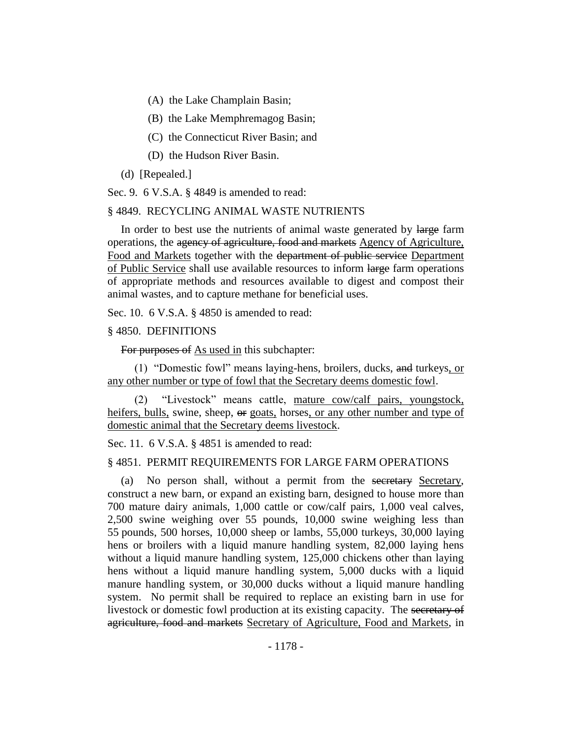(A) the Lake Champlain Basin;

(B) the Lake Memphremagog Basin;

(C) the Connecticut River Basin; and

(D) the Hudson River Basin.

(d) [Repealed.]

Sec. 9. 6 V.S.A. § 4849 is amended to read:

§ 4849. RECYCLING ANIMAL WASTE NUTRIENTS

In order to best use the nutrients of animal waste generated by ~~large~~ farm operations, the ~~agency of agriculture, food and markets~~ Agency of Agriculture, Food and Markets together with the ~~department of public service~~ Department of Public Service shall use available resources to inform ~~large~~ farm operations of appropriate methods and resources available to digest and compost their animal wastes, and to capture methane for beneficial uses.

Sec. 10. 6 V.S.A. § 4850 is amended to read:

§ 4850. DEFINITIONS

~~For purposes of~~ As used in this subchapter:

(1) "Domestic fowl" means laying-hens, broilers, ducks, ~~and~~ turkeys, or any other number or type of fowl that the Secretary deems domestic fowl.

(2) "Livestock" means cattle, mature cow/calf pairs, youngstock, heifers, bulls, swine, sheep, ~~or~~ goats, horses, or any other number and type of domestic animal that the Secretary deems livestock.

Sec. 11. 6 V.S.A. § 4851 is amended to read:

§ 4851. PERMIT REQUIREMENTS FOR LARGE FARM OPERATIONS

(a) No person shall, without a permit from the ~~secretary~~ Secretary, construct a new barn, or expand an existing barn, designed to house more than 700 mature dairy animals, 1,000 cattle or cow/calf pairs, 1,000 veal calves, 2,500 swine weighing over 55 pounds, 10,000 swine weighing less than 55 pounds, 500 horses, 10,000 sheep or lambs, 55,000 turkeys, 30,000 laying hens or broilers with a liquid manure handling system, 82,000 laying hens without a liquid manure handling system, 125,000 chickens other than laying hens without a liquid manure handling system, 5,000 ducks with a liquid manure handling system, or 30,000 ducks without a liquid manure handling system. No permit shall be required to replace an existing barn in use for livestock or domestic fowl production at its existing capacity. The ~~secretary of agriculture, food and markets~~ Secretary of Agriculture, Food and Markets, in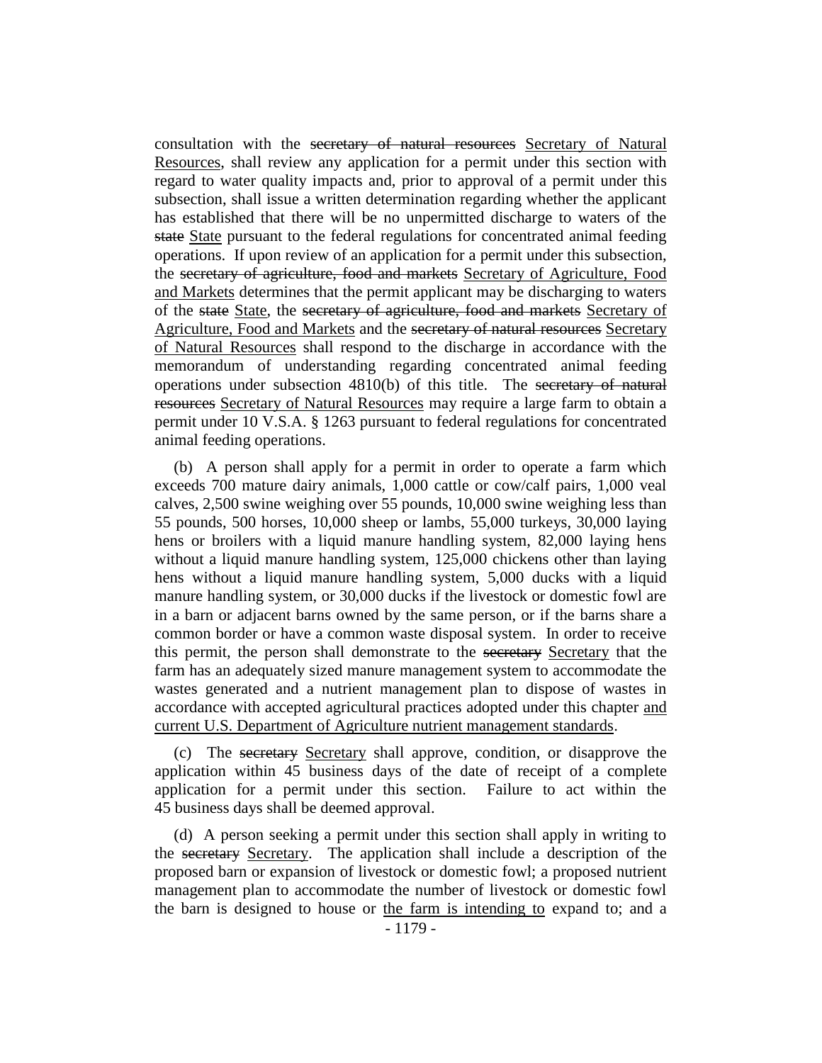consultation with the ~~secretary of natural resources~~ <u>Secretary of Natural Resources</u>, shall review any application for a permit under this section with regard to water quality impacts and, prior to approval of a permit under this subsection, shall issue a written determination regarding whether the applicant has established that there will be no unpermitted discharge to waters of the ~~state~~ <u>State</u> pursuant to the federal regulations for concentrated animal feeding operations. If upon review of an application for a permit under this subsection, the ~~secretary of agriculture, food and markets~~ <u>Secretary of Agriculture, Food and Markets</u> determines that the permit applicant may be discharging to waters of the ~~state~~ <u>State</u>, the ~~secretary of agriculture, food and markets~~ <u>Secretary of Agriculture, Food and Markets</u> and the ~~secretary of natural resources~~ <u>Secretary of Natural Resources</u> shall respond to the discharge in accordance with the memorandum of understanding regarding concentrated animal feeding operations under subsection 4810(b) of this title. The ~~secretary of natural resources~~ <u>Secretary of Natural Resources</u> may require a large farm to obtain a permit under 10 V.S.A. § 1263 pursuant to federal regulations for concentrated animal feeding operations.

(b) A person shall apply for a permit in order to operate a farm which exceeds 700 mature dairy animals, 1,000 cattle or cow/calf pairs, 1,000 veal calves, 2,500 swine weighing over 55 pounds, 10,000 swine weighing less than 55 pounds, 500 horses, 10,000 sheep or lambs, 55,000 turkeys, 30,000 laying hens or broilers with a liquid manure handling system, 82,000 laying hens without a liquid manure handling system, 125,000 chickens other than laying hens without a liquid manure handling system, 5,000 ducks with a liquid manure handling system, or 30,000 ducks if the livestock or domestic fowl are in a barn or adjacent barns owned by the same person, or if the barns share a common border or have a common waste disposal system. In order to receive this permit, the person shall demonstrate to the ~~secretary~~ <u>Secretary</u> that the farm has an adequately sized manure management system to accommodate the wastes generated and a nutrient management plan to dispose of wastes in accordance with accepted agricultural practices adopted under this chapter <u>and current U.S. Department of Agriculture nutrient management standards</u>.

(c) The ~~secretary~~ <u>Secretary</u> shall approve, condition, or disapprove the application within 45 business days of the date of receipt of a complete application for a permit under this section. Failure to act within the 45 business days shall be deemed approval.

(d) A person seeking a permit under this section shall apply in writing to the ~~secretary~~ <u>Secretary</u>. The application shall include a description of the proposed barn or expansion of livestock or domestic fowl; a proposed nutrient management plan to accommodate the number of livestock or domestic fowl the barn is designed to house or <u>the farm is intending to</u> expand to; and a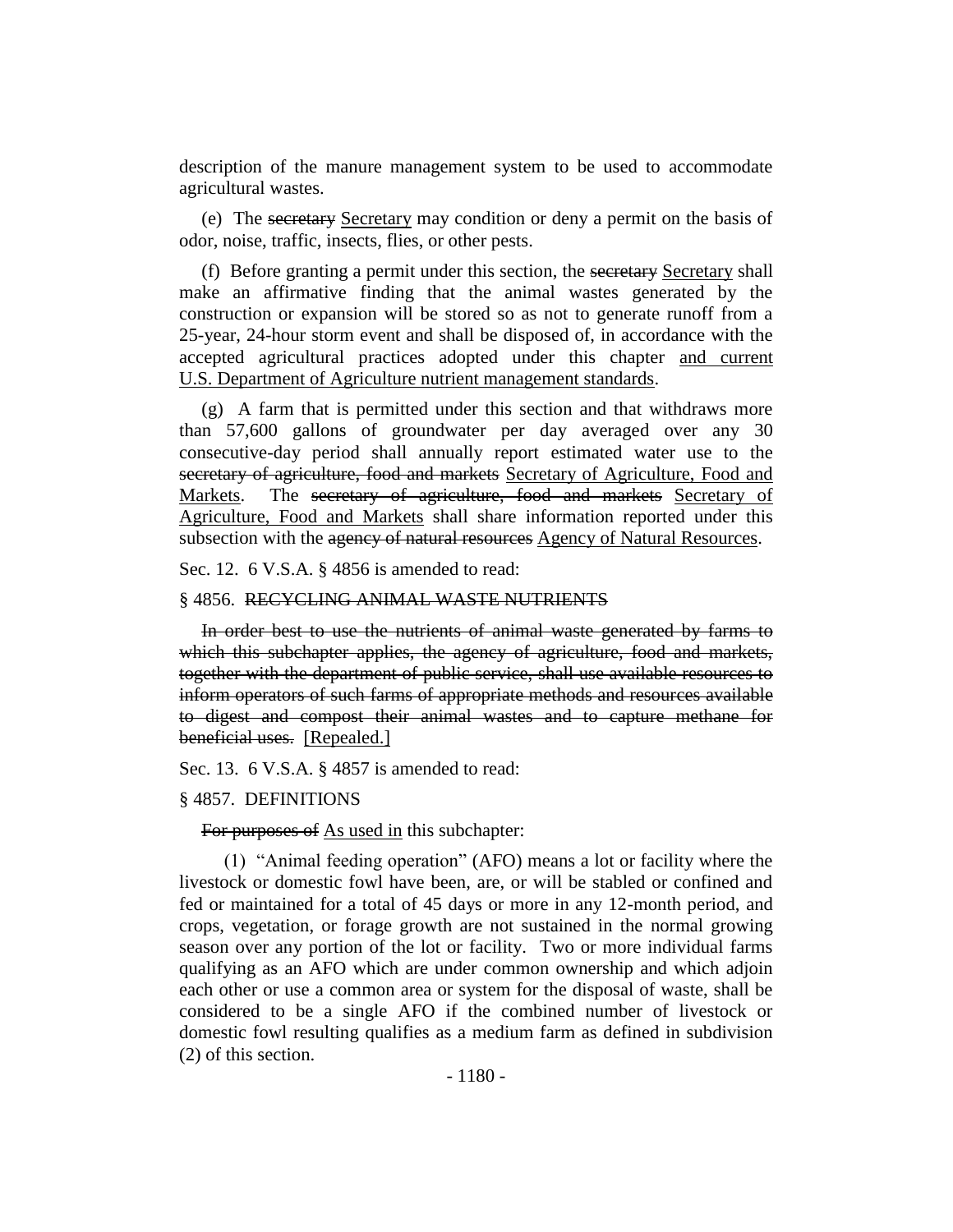description of the manure management system to be used to accommodate agricultural wastes.

(e) The ~~secretary~~ Secretary may condition or deny a permit on the basis of odor, noise, traffic, insects, flies, or other pests.

(f) Before granting a permit under this section, the ~~secretary~~ Secretary shall make an affirmative finding that the animal wastes generated by the construction or expansion will be stored so as not to generate runoff from a 25-year, 24-hour storm event and shall be disposed of, in accordance with the accepted agricultural practices adopted under this chapter <u>and current U.S. Department of Agriculture nutrient management standards</u>.

(g) A farm that is permitted under this section and that withdraws more than 57,600 gallons of groundwater per day averaged over any 30 consecutive-day period shall annually report estimated water use to the ~~secretary of agriculture, food and markets~~ <u>Secretary of Agriculture, Food and Markets</u>. The ~~secretary of agriculture, food and markets~~ <u>Secretary of Agriculture, Food and Markets</u> shall share information reported under this subsection with the ~~agency of natural resources~~ <u>Agency of Natural Resources</u>.

Sec. 12. 6 V.S.A. § 4856 is amended to read:

§ 4856. ~~RECYCLING ANIMAL WASTE NUTRIENTS~~

~~In order best to use the nutrients of animal waste generated by farms to which this subchapter applies, the agency of agriculture, food and markets, together with the department of public service, shall use available resources to inform operators of such farms of appropriate methods and resources available to digest and compost their animal wastes and to capture methane for beneficial uses.~~ [Repealed.]

Sec. 13. 6 V.S.A. § 4857 is amended to read:

§ 4857. DEFINITIONS

~~For purposes of~~ <u>As used in</u> this subchapter:

(1) "Animal feeding operation" (AFO) means a lot or facility where the livestock or domestic fowl have been, are, or will be stabled or confined and fed or maintained for a total of 45 days or more in any 12-month period, and crops, vegetation, or forage growth are not sustained in the normal growing season over any portion of the lot or facility. Two or more individual farms qualifying as an AFO which are under common ownership and which adjoin each other or use a common area or system for the disposal of waste, shall be considered to be a single AFO if the combined number of livestock or domestic fowl resulting qualifies as a medium farm as defined in subdivision (2) of this section.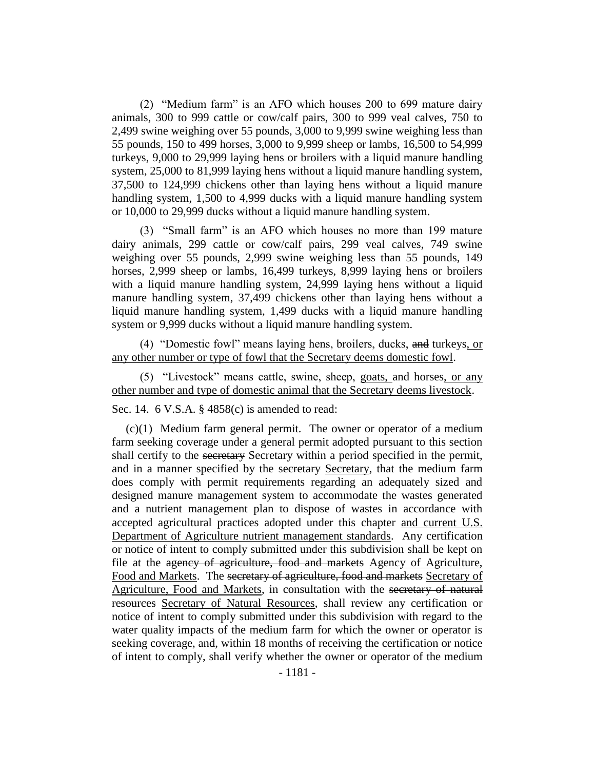(2) "Medium farm" is an AFO which houses 200 to 699 mature dairy animals, 300 to 999 cattle or cow/calf pairs, 300 to 999 veal calves, 750 to 2,499 swine weighing over 55 pounds, 3,000 to 9,999 swine weighing less than 55 pounds, 150 to 499 horses, 3,000 to 9,999 sheep or lambs, 16,500 to 54,999 turkeys, 9,000 to 29,999 laying hens or broilers with a liquid manure handling system, 25,000 to 81,999 laying hens without a liquid manure handling system, 37,500 to 124,999 chickens other than laying hens without a liquid manure handling system, 1,500 to 4,999 ducks with a liquid manure handling system or 10,000 to 29,999 ducks without a liquid manure handling system.

(3) "Small farm" is an AFO which houses no more than 199 mature dairy animals, 299 cattle or cow/calf pairs, 299 veal calves, 749 swine weighing over 55 pounds, 2,999 swine weighing less than 55 pounds, 149 horses, 2,999 sheep or lambs, 16,499 turkeys, 8,999 laying hens or broilers with a liquid manure handling system, 24,999 laying hens without a liquid manure handling system, 37,499 chickens other than laying hens without a liquid manure handling system, 1,499 ducks with a liquid manure handling system or 9,999 ducks without a liquid manure handling system.

(4) "Domestic fowl" means laying hens, broilers, ducks, ~~and~~ turkeys<u>, or any other number or type of fowl that the Secretary deems domestic fowl</u>.

(5) "Livestock" means cattle, swine, sheep, <u>goats,</u> and horses<u>, or any other number and type of domestic animal that the Secretary deems livestock</u>.

Sec. 14. 6 V.S.A. § 4858(c) is amended to read:

(c)(1) Medium farm general permit. The owner or operator of a medium farm seeking coverage under a general permit adopted pursuant to this section shall certify to the ~~secretary~~ Secretary within a period specified in the permit, and in a manner specified by the ~~secretary~~ <u>Secretary</u>, that the medium farm does comply with permit requirements regarding an adequately sized and designed manure management system to accommodate the wastes generated and a nutrient management plan to dispose of wastes in accordance with accepted agricultural practices adopted under this chapter <u>and current U.S. Department of Agriculture nutrient management standards</u>. Any certification or notice of intent to comply submitted under this subdivision shall be kept on file at the ~~agency of agriculture, food and markets~~ <u>Agency of Agriculture, Food and Markets</u>. The ~~secretary of agriculture, food and markets~~ <u>Secretary of Agriculture, Food and Markets</u>, in consultation with the ~~secretary of natural resources~~ <u>Secretary of Natural Resources</u>, shall review any certification or notice of intent to comply submitted under this subdivision with regard to the water quality impacts of the medium farm for which the owner or operator is seeking coverage, and, within 18 months of receiving the certification or notice of intent to comply, shall verify whether the owner or operator of the medium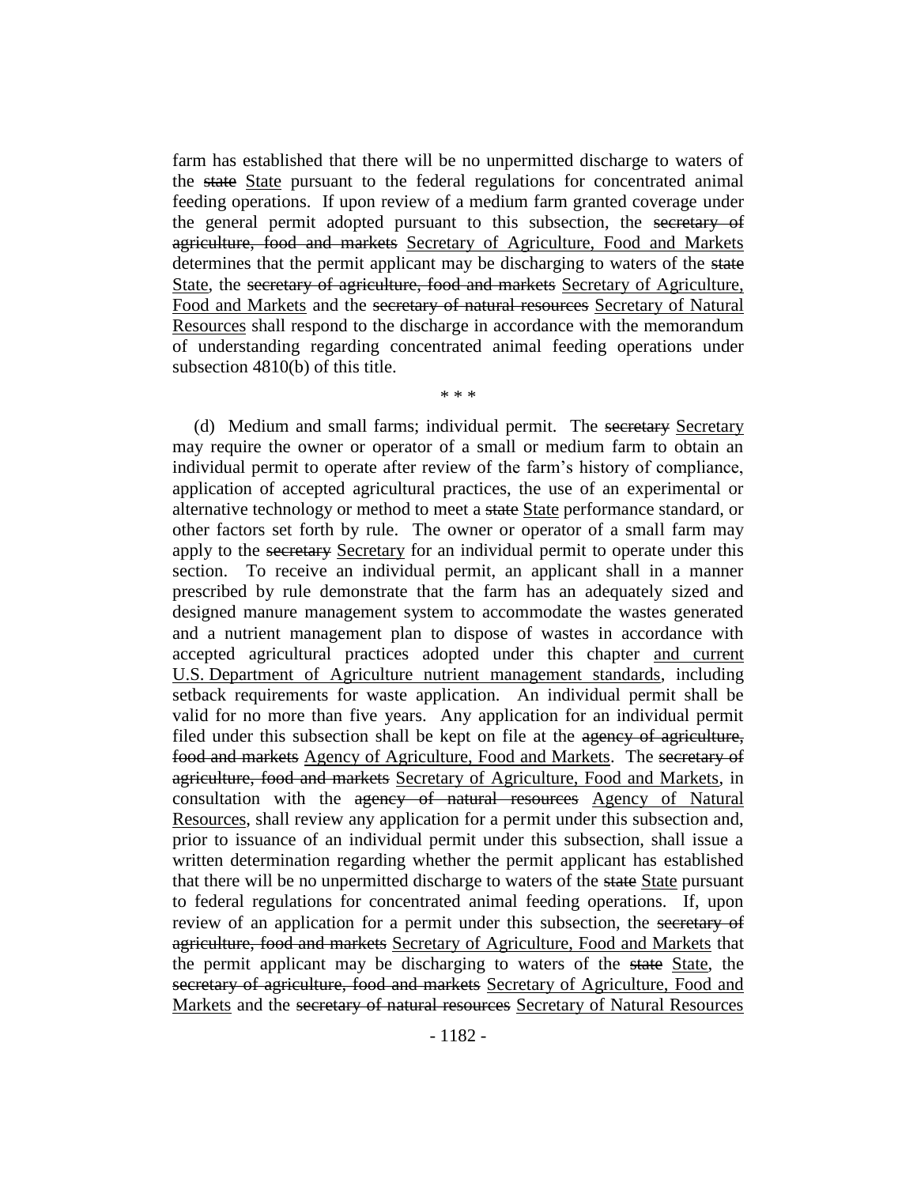farm has established that there will be no unpermitted discharge to waters of the ~~state~~ <u>State</u> pursuant to the federal regulations for concentrated animal feeding operations. If upon review of a medium farm granted coverage under the general permit adopted pursuant to this subsection, the ~~secretary of agriculture, food and markets~~ <u>Secretary of Agriculture, Food and Markets</u> determines that the permit applicant may be discharging to waters of the ~~state~~ <u>State</u>, the ~~secretary of agriculture, food and markets~~ <u>Secretary of Agriculture, Food and Markets</u> and the ~~secretary of natural resources~~ <u>Secretary of Natural Resources</u> shall respond to the discharge in accordance with the memorandum of understanding regarding concentrated animal feeding operations under subsection 4810(b) of this title.

\* \* \*

(d) Medium and small farms; individual permit. The ~~secretary~~ <u>Secretary</u> may require the owner or operator of a small or medium farm to obtain an individual permit to operate after review of the farm's history of compliance, application of accepted agricultural practices, the use of an experimental or alternative technology or method to meet a ~~state~~ <u>State</u> performance standard, or other factors set forth by rule. The owner or operator of a small farm may apply to the ~~secretary~~ <u>Secretary</u> for an individual permit to operate under this section. To receive an individual permit, an applicant shall in a manner prescribed by rule demonstrate that the farm has an adequately sized and designed manure management system to accommodate the wastes generated and a nutrient management plan to dispose of wastes in accordance with accepted agricultural practices adopted under this chapter <u>and current U.S. Department of Agriculture nutrient management standards</u>, including setback requirements for waste application. An individual permit shall be valid for no more than five years. Any application for an individual permit filed under this subsection shall be kept on file at the ~~agency of agriculture, food and markets~~ <u>Agency of Agriculture, Food and Markets</u>. The ~~secretary of agriculture, food and markets~~ <u>Secretary of Agriculture, Food and Markets</u>, in consultation with the ~~agency of natural resources~~ <u>Agency of Natural Resources</u>, shall review any application for a permit under this subsection and, prior to issuance of an individual permit under this subsection, shall issue a written determination regarding whether the permit applicant has established that there will be no unpermitted discharge to waters of the ~~state~~ <u>State</u> pursuant to federal regulations for concentrated animal feeding operations. If, upon review of an application for a permit under this subsection, the ~~secretary of agriculture, food and markets~~ <u>Secretary of Agriculture, Food and Markets</u> that the permit applicant may be discharging to waters of the ~~state~~ <u>State</u>, the ~~secretary of agriculture, food and markets~~ <u>Secretary of Agriculture, Food and Markets</u> and the ~~secretary of natural resources~~ <u>Secretary of Natural Resources</u>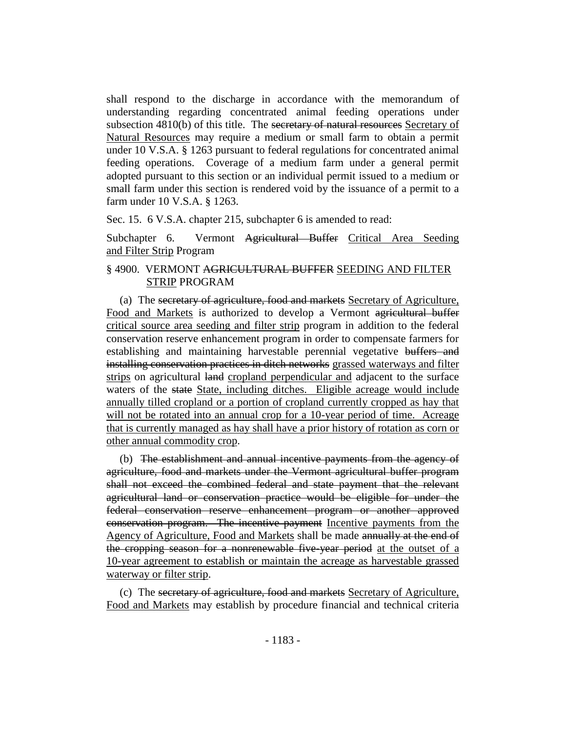shall respond to the discharge in accordance with the memorandum of understanding regarding concentrated animal feeding operations under subsection 4810(b) of this title. The ~~secretary of natural resources~~ <u>Secretary of Natural Resources</u> may require a medium or small farm to obtain a permit under 10 V.S.A. § 1263 pursuant to federal regulations for concentrated animal feeding operations. Coverage of a medium farm under a general permit adopted pursuant to this section or an individual permit issued to a medium or small farm under this section is rendered void by the issuance of a permit to a farm under 10 V.S.A. § 1263.

Sec. 15. 6 V.S.A. chapter 215, subchapter 6 is amended to read:

Subchapter 6. Vermont ~~Agricultural Buffer~~ <u>Critical Area Seeding and Filter Strip</u> Program

§ 4900. VERMONT ~~AGRICULTURAL BUFFER~~ <u>SEEDING AND FILTER STRIP</u> PROGRAM

(a) The ~~secretary of agriculture, food and markets~~ <u>Secretary of Agriculture, Food and Markets</u> is authorized to develop a Vermont ~~agricultural buffer~~ <u>critical source area seeding and filter strip</u> program in addition to the federal conservation reserve enhancement program in order to compensate farmers for establishing and maintaining harvestable perennial vegetative ~~buffers and installing conservation practices in ditch networks~~ <u>grassed waterways and filter strips</u> on agricultural ~~land~~ <u>cropland perpendicular and</u> adjacent to the surface waters of the ~~state~~ <u>State, including ditches. Eligible acreage would include annually tilled cropland or a portion of cropland currently cropped as hay that will not be rotated into an annual crop for a 10-year period of time. Acreage that is currently managed as hay shall have a prior history of rotation as corn or other annual commodity crop</u>.

(b) ~~The establishment and annual incentive payments from the agency of agriculture, food and markets under the Vermont agricultural buffer program shall not exceed the combined federal and state payment that the relevant agricultural land or conservation practice would be eligible for under the federal conservation reserve enhancement program or another approved conservation program. The incentive payment~~ <u>Incentive payments from the Agency of Agriculture, Food and Markets</u> shall be made ~~annually at the end of the cropping season for a nonrenewable five-year period~~ <u>at the outset of a 10-year agreement to establish or maintain the acreage as harvestable grassed waterway or filter strip</u>.

(c) The ~~secretary of agriculture, food and markets~~ <u>Secretary of Agriculture, Food and Markets</u> may establish by procedure financial and technical criteria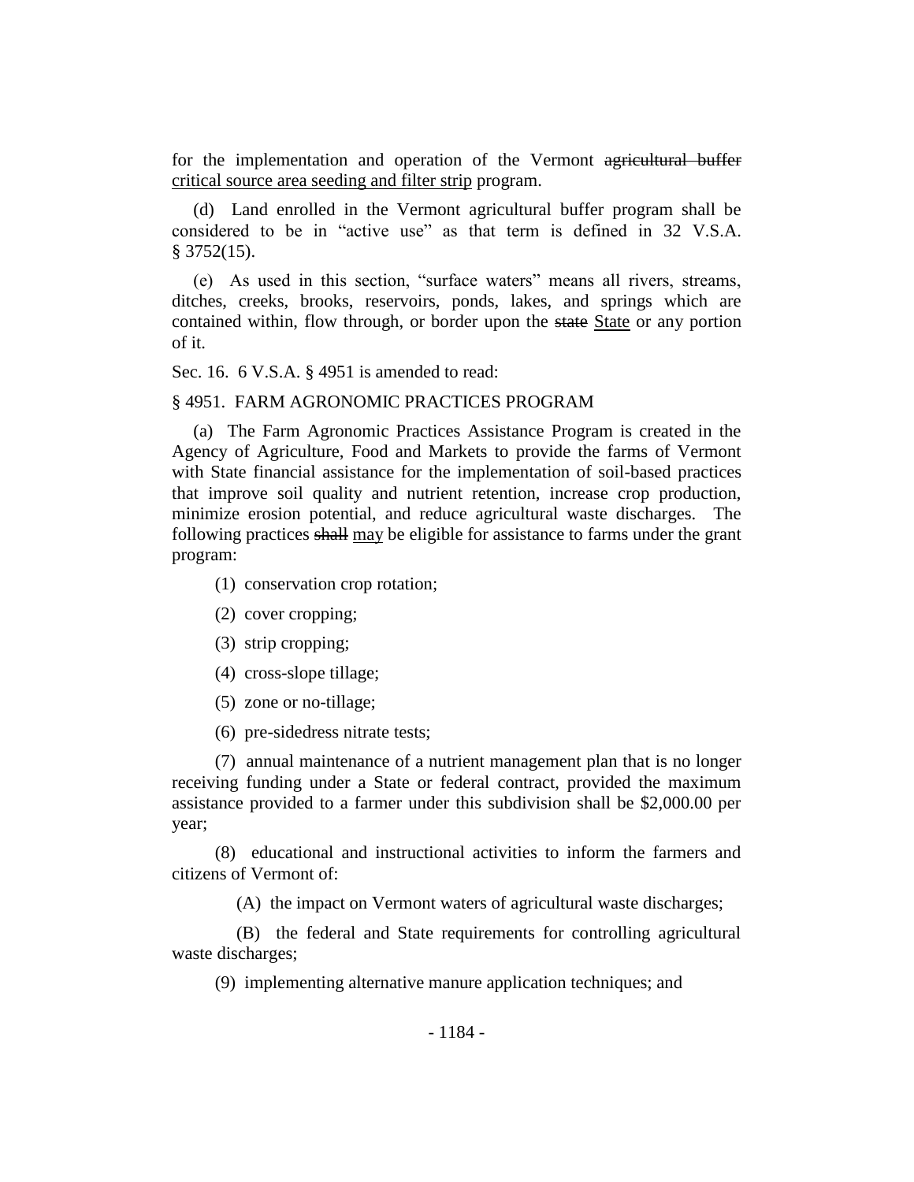for the implementation and operation of the Vermont ~~agricultural buffer~~ <u>critical source area seeding and filter strip</u> program.

(d) Land enrolled in the Vermont agricultural buffer program shall be considered to be in "active use" as that term is defined in 32 V.S.A. § 3752(15).

(e) As used in this section, "surface waters" means all rivers, streams, ditches, creeks, brooks, reservoirs, ponds, lakes, and springs which are contained within, flow through, or border upon the ~~state~~ <u>State</u> or any portion of it.

Sec. 16. 6 V.S.A. § 4951 is amended to read:

§ 4951. FARM AGRONOMIC PRACTICES PROGRAM

(a) The Farm Agronomic Practices Assistance Program is created in the Agency of Agriculture, Food and Markets to provide the farms of Vermont with State financial assistance for the implementation of soil-based practices that improve soil quality and nutrient retention, increase crop production, minimize erosion potential, and reduce agricultural waste discharges. The following practices ~~shall~~ <u>may</u> be eligible for assistance to farms under the grant program:

(1) conservation crop rotation;

(2) cover cropping;

(3) strip cropping;

(4) cross-slope tillage;

(5) zone or no-tillage;

(6) pre-sidedress nitrate tests;

(7) annual maintenance of a nutrient management plan that is no longer receiving funding under a State or federal contract, provided the maximum assistance provided to a farmer under this subdivision shall be $2,000.00 per year;

(8) educational and instructional activities to inform the farmers and citizens of Vermont of:

(A) the impact on Vermont waters of agricultural waste discharges;

(B) the federal and State requirements for controlling agricultural waste discharges;

(9) implementing alternative manure application techniques; and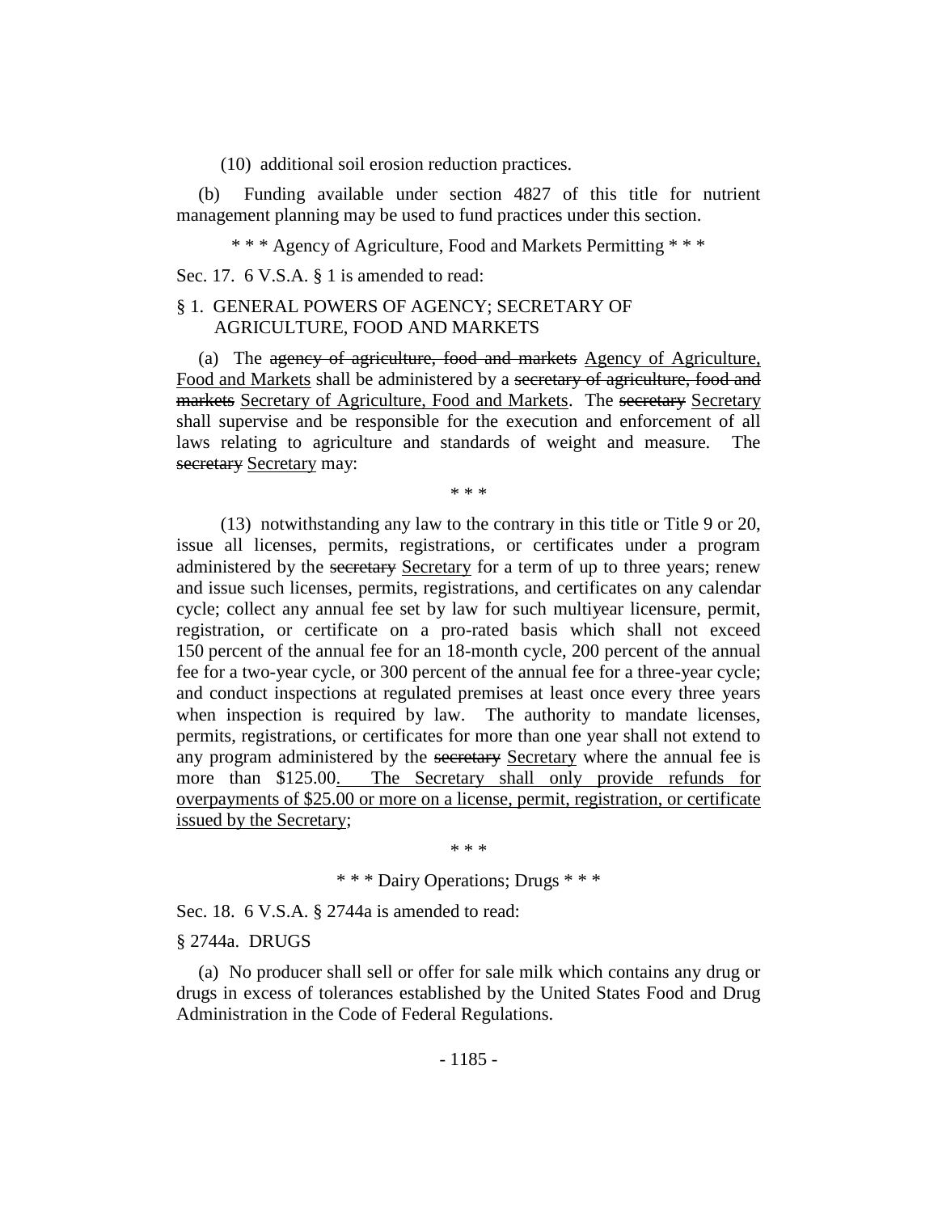(10) additional soil erosion reduction practices.

(b) Funding available under section 4827 of this title for nutrient management planning may be used to fund practices under this section.

\* \* \* Agency of Agriculture, Food and Markets Permitting \* \* \*

Sec. 17. 6 V.S.A. § 1 is amended to read:

§ 1. GENERAL POWERS OF AGENCY; SECRETARY OF AGRICULTURE, FOOD AND MARKETS

(a) The ~~agency of agriculture, food and markets~~ <u>Agency of Agriculture, Food and Markets</u> shall be administered by a ~~secretary of agriculture, food and markets~~ <u>Secretary of Agriculture, Food and Markets</u>. The ~~secretary~~ <u>Secretary</u> shall supervise and be responsible for the execution and enforcement of all laws relating to agriculture and standards of weight and measure. The ~~secretary~~ <u>Secretary</u> may:

\* \* \*

(13) notwithstanding any law to the contrary in this title or Title 9 or 20, issue all licenses, permits, registrations, or certificates under a program administered by the ~~secretary~~ <u>Secretary</u> for a term of up to three years; renew and issue such licenses, permits, registrations, and certificates on any calendar cycle; collect any annual fee set by law for such multiyear licensure, permit, registration, or certificate on a pro-rated basis which shall not exceed 150 percent of the annual fee for an 18-month cycle, 200 percent of the annual fee for a two-year cycle, or 300 percent of the annual fee for a three-year cycle; and conduct inspections at regulated premises at least once every three years when inspection is required by law. The authority to mandate licenses, permits, registrations, or certificates for more than one year shall not extend to any program administered by the ~~secretary~~ <u>Secretary</u> where the annual fee is more than $125.00<u>. The Secretary shall only provide refunds for overpayments of $25.00 or more on a license, permit, registration, or certificate issued by the Secretary</u>;

\* \* \*

\* \* \* Dairy Operations; Drugs \* \* \*

Sec. 18. 6 V.S.A. § 2744a is amended to read:

§ 2744a. DRUGS

(a) No producer shall sell or offer for sale milk which contains any drug or drugs in excess of tolerances established by the United States Food and Drug Administration in the Code of Federal Regulations.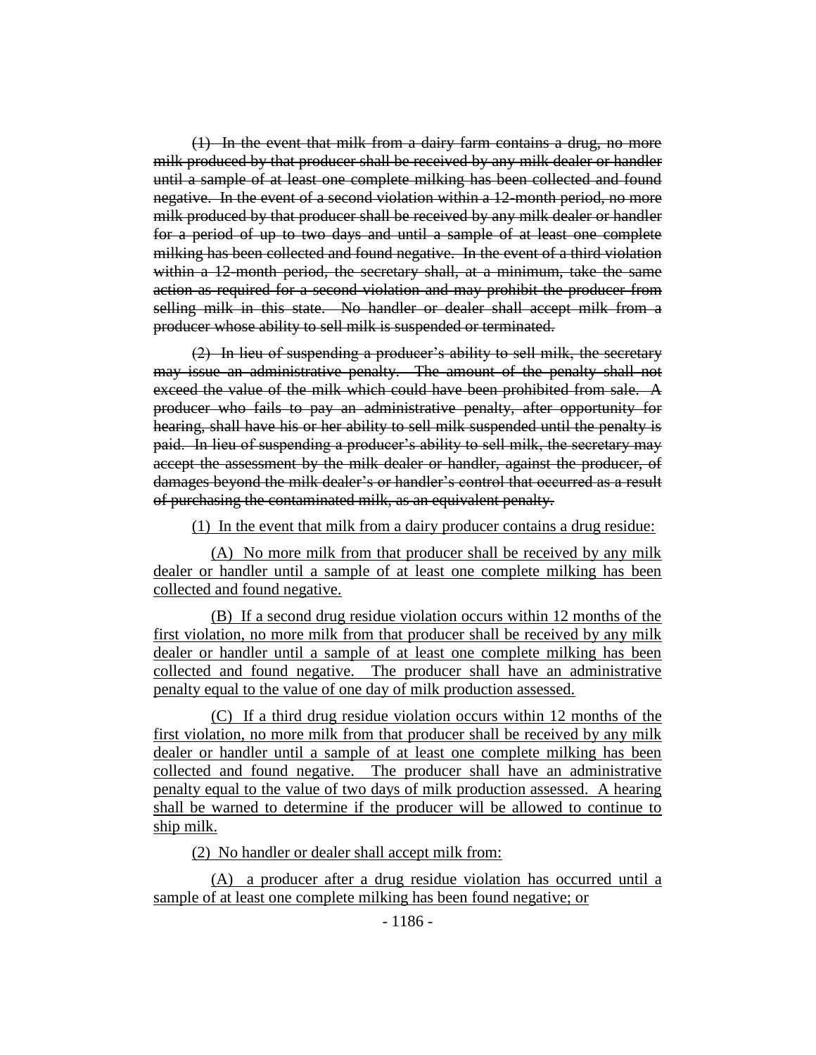~~(1) In the event that milk from a dairy farm contains a drug, no more milk produced by that producer shall be received by any milk dealer or handler until a sample of at least one complete milking has been collected and found negative. In the event of a second violation within a 12-month period, no more milk produced by that producer shall be received by any milk dealer or handler for a period of up to two days and until a sample of at least one complete milking has been collected and found negative. In the event of a third violation within a 12-month period, the secretary shall, at a minimum, take the same action as required for a second violation and may prohibit the producer from selling milk in this state. No handler or dealer shall accept milk from a producer whose ability to sell milk is suspended or terminated.~~

~~(2) In lieu of suspending a producer's ability to sell milk, the secretary may issue an administrative penalty. The amount of the penalty shall not exceed the value of the milk which could have been prohibited from sale. A producer who fails to pay an administrative penalty, after opportunity for hearing, shall have his or her ability to sell milk suspended until the penalty is paid. In lieu of suspending a producer's ability to sell milk, the secretary may accept the assessment by the milk dealer or handler, against the producer, of damages beyond the milk dealer's or handler's control that occurred as a result of purchasing the contaminated milk, as an equivalent penalty.~~

<u>(1) In the event that milk from a dairy producer contains a drug residue:</u>

<u>(A) No more milk from that producer shall be received by any milk dealer or handler until a sample of at least one complete milking has been collected and found negative.</u>

<u>(B) If a second drug residue violation occurs within 12 months of the first violation, no more milk from that producer shall be received by any milk dealer or handler until a sample of at least one complete milking has been collected and found negative. The producer shall have an administrative penalty equal to the value of one day of milk production assessed.</u>

<u>(C) If a third drug residue violation occurs within 12 months of the first violation, no more milk from that producer shall be received by any milk dealer or handler until a sample of at least one complete milking has been collected and found negative. The producer shall have an administrative penalty equal to the value of two days of milk production assessed. A hearing shall be warned to determine if the producer will be allowed to continue to ship milk.</u>

<u>(2) No handler or dealer shall accept milk from:</u>

<u>(A) a producer after a drug residue violation has occurred until a sample of at least one complete milking has been found negative; or</u>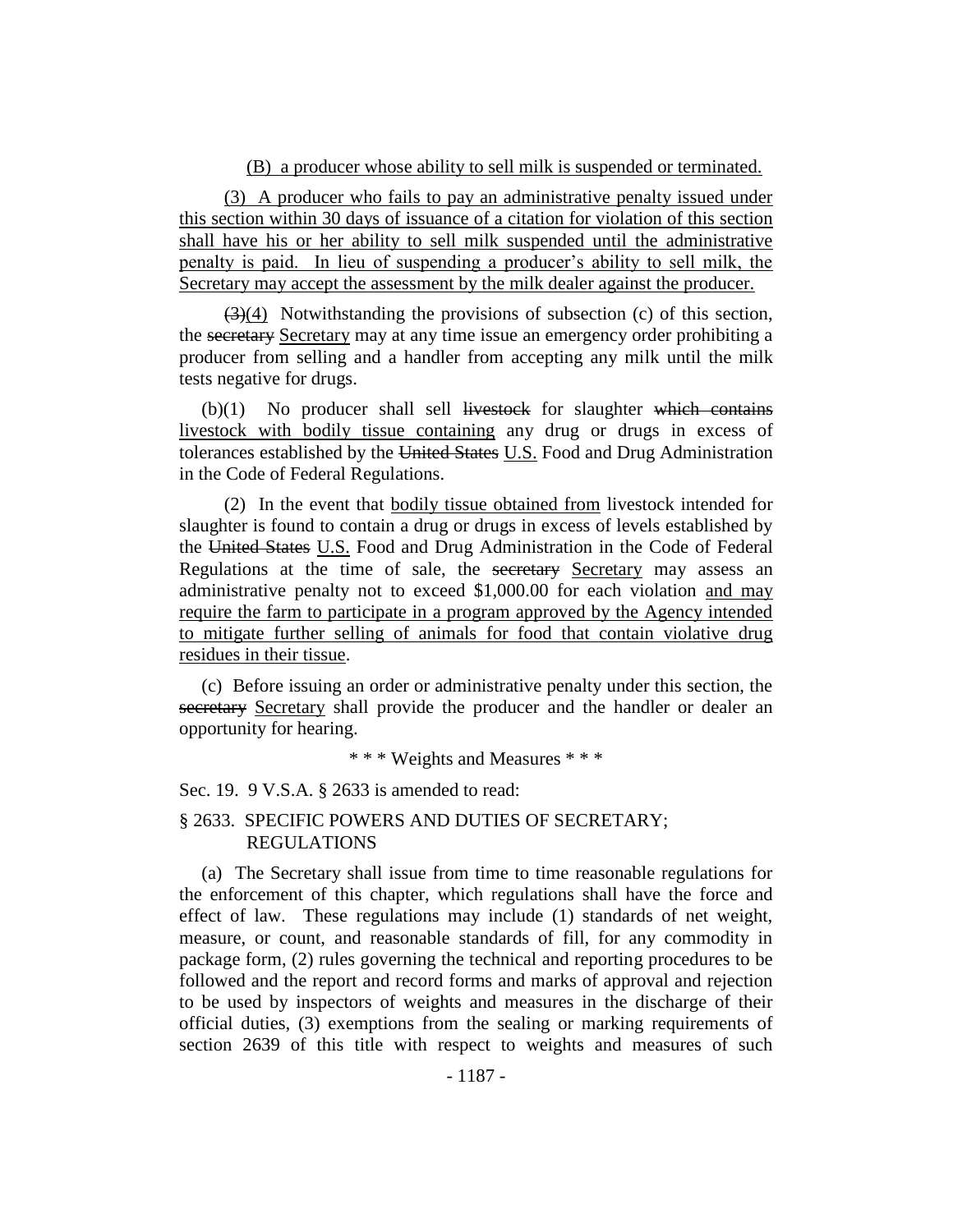(B) a producer whose ability to sell milk is suspended or terminated.

(3) A producer who fails to pay an administrative penalty issued under this section within 30 days of issuance of a citation for violation of this section shall have his or her ability to sell milk suspended until the administrative penalty is paid. In lieu of suspending a producer's ability to sell milk, the Secretary may accept the assessment by the milk dealer against the producer.

~~(3)~~(4) Notwithstanding the provisions of subsection (c) of this section, the ~~secretary~~ Secretary may at any time issue an emergency order prohibiting a producer from selling and a handler from accepting any milk until the milk tests negative for drugs.

(b)(1) No producer shall sell ~~livestock~~ for slaughter ~~which contains~~ livestock with bodily tissue containing any drug or drugs in excess of tolerances established by the ~~United States~~ U.S. Food and Drug Administration in the Code of Federal Regulations.

(2) In the event that bodily tissue obtained from livestock intended for slaughter is found to contain a drug or drugs in excess of levels established by the ~~United States~~ U.S. Food and Drug Administration in the Code of Federal Regulations at the time of sale, the ~~secretary~~ Secretary may assess an administrative penalty not to exceed $1,000.00 for each violation and may require the farm to participate in a program approved by the Agency intended to mitigate further selling of animals for food that contain violative drug residues in their tissue.

(c) Before issuing an order or administrative penalty under this section, the ~~secretary~~ Secretary shall provide the producer and the handler or dealer an opportunity for hearing.

\* \* \* Weights and Measures \* \* \*

Sec. 19. 9 V.S.A. § 2633 is amended to read:

§ 2633. SPECIFIC POWERS AND DUTIES OF SECRETARY; REGULATIONS

(a) The Secretary shall issue from time to time reasonable regulations for the enforcement of this chapter, which regulations shall have the force and effect of law. These regulations may include (1) standards of net weight, measure, or count, and reasonable standards of fill, for any commodity in package form, (2) rules governing the technical and reporting procedures to be followed and the report and record forms and marks of approval and rejection to be used by inspectors of weights and measures in the discharge of their official duties, (3) exemptions from the sealing or marking requirements of section 2639 of this title with respect to weights and measures of such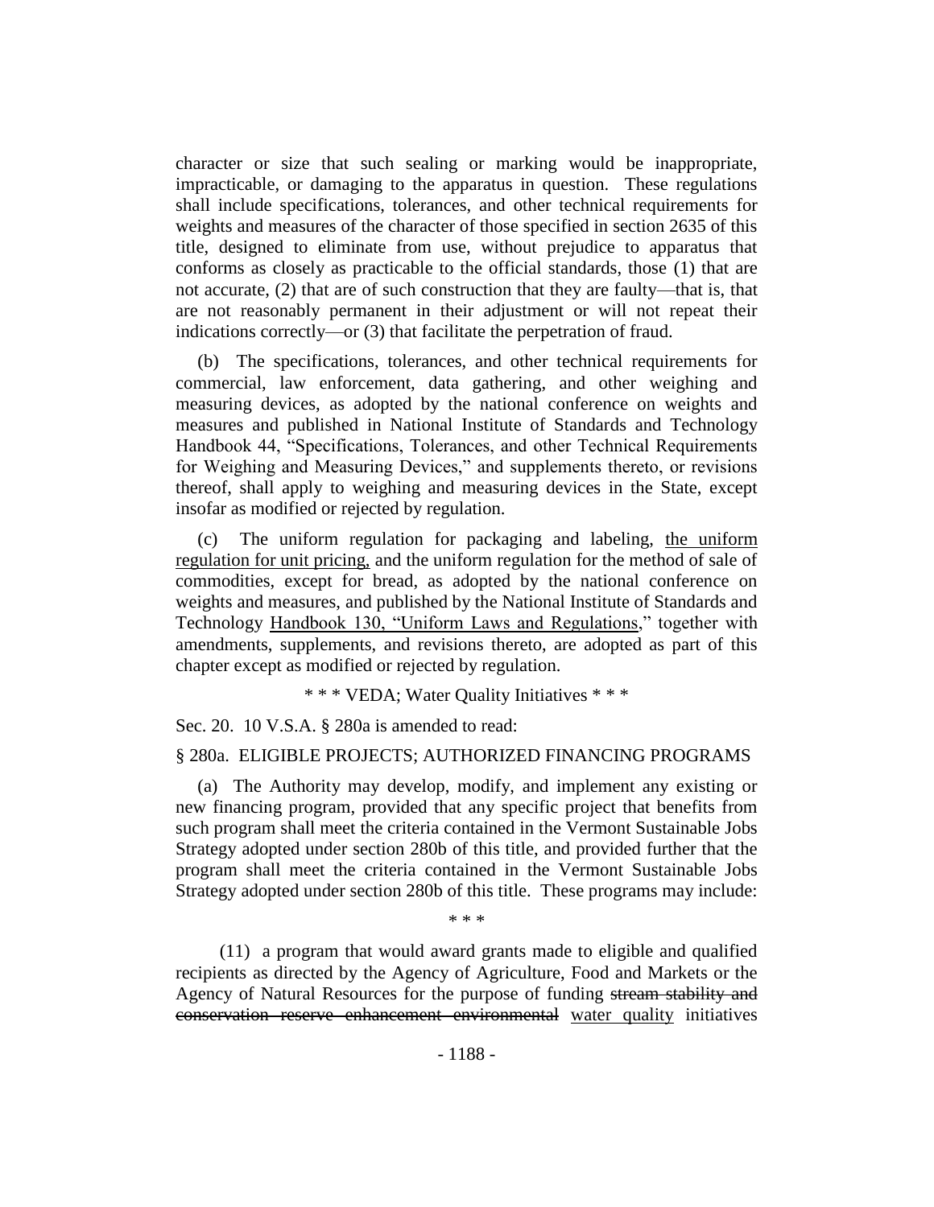character or size that such sealing or marking would be inappropriate, impracticable, or damaging to the apparatus in question. These regulations shall include specifications, tolerances, and other technical requirements for weights and measures of the character of those specified in section 2635 of this title, designed to eliminate from use, without prejudice to apparatus that conforms as closely as practicable to the official standards, those (1) that are not accurate, (2) that are of such construction that they are faulty—that is, that are not reasonably permanent in their adjustment or will not repeat their indications correctly—or (3) that facilitate the perpetration of fraud.

(b) The specifications, tolerances, and other technical requirements for commercial, law enforcement, data gathering, and other weighing and measuring devices, as adopted by the national conference on weights and measures and published in National Institute of Standards and Technology Handbook 44, "Specifications, Tolerances, and other Technical Requirements for Weighing and Measuring Devices," and supplements thereto, or revisions thereof, shall apply to weighing and measuring devices in the State, except insofar as modified or rejected by regulation.

(c) The uniform regulation for packaging and labeling, <u>the uniform regulation for unit pricing,</u> and the uniform regulation for the method of sale of commodities, except for bread, as adopted by the national conference on weights and measures, and published by the National Institute of Standards and Technology <u>Handbook 130, "Uniform Laws and Regulations</u>," together with amendments, supplements, and revisions thereto, are adopted as part of this chapter except as modified or rejected by regulation.

\* \* \* VEDA; Water Quality Initiatives \* \* \*

Sec. 20. 10 V.S.A. § 280a is amended to read:

§ 280a. ELIGIBLE PROJECTS; AUTHORIZED FINANCING PROGRAMS

(a) The Authority may develop, modify, and implement any existing or new financing program, provided that any specific project that benefits from such program shall meet the criteria contained in the Vermont Sustainable Jobs Strategy adopted under section 280b of this title, and provided further that the program shall meet the criteria contained in the Vermont Sustainable Jobs Strategy adopted under section 280b of this title. These programs may include:

\* \* \*

(11) a program that would award grants made to eligible and qualified recipients as directed by the Agency of Agriculture, Food and Markets or the Agency of Natural Resources for the purpose of funding ~~stream stability and conservation reserve enhancement environmental~~ <u>water quality</u> initiatives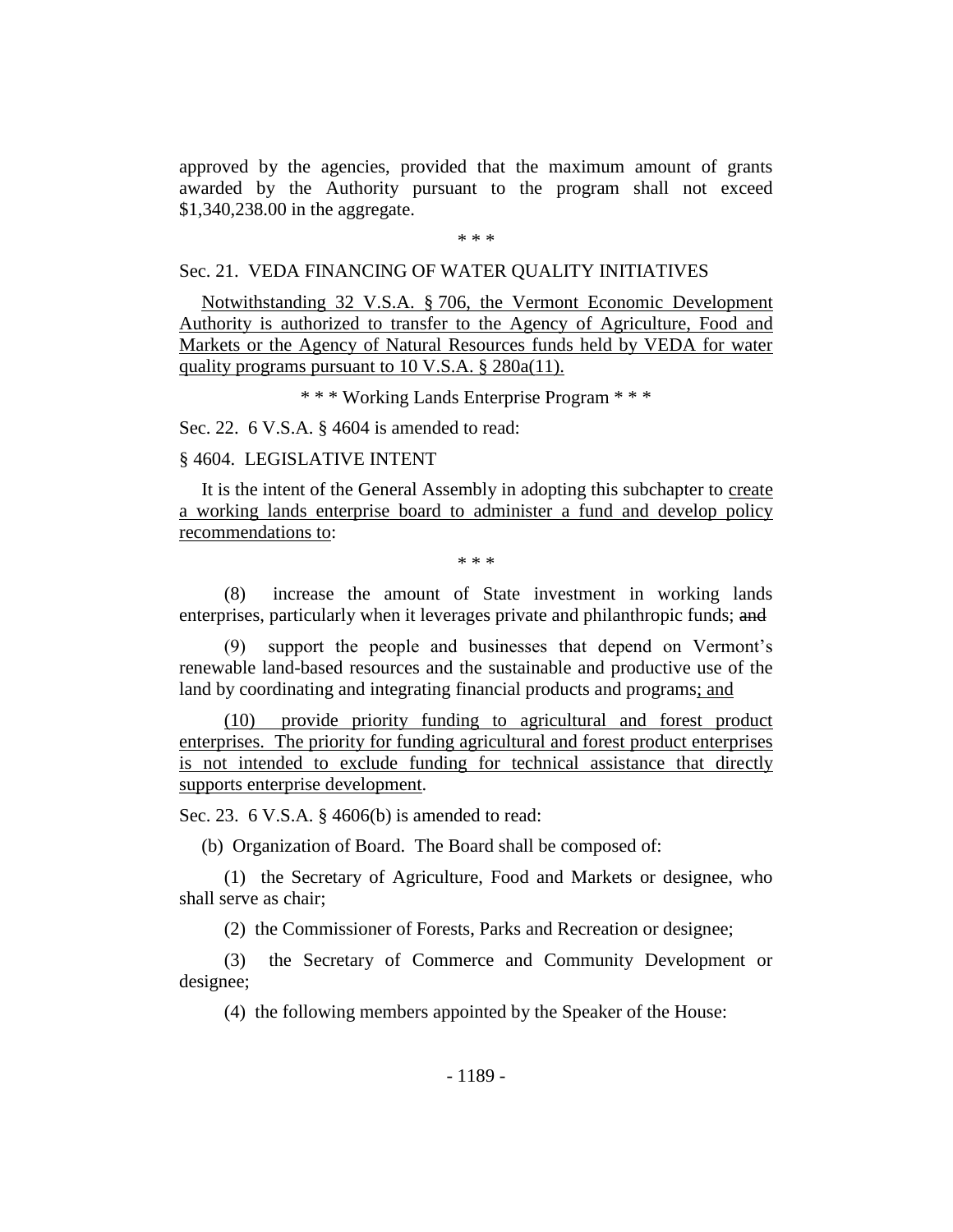approved by the agencies, provided that the maximum amount of grants awarded by the Authority pursuant to the program shall not exceed $1,340,238.00 in the aggregate.

\* \* \*

Sec. 21. VEDA FINANCING OF WATER QUALITY INITIATIVES

<u>Notwithstanding 32 V.S.A. § 706, the Vermont Economic Development Authority is authorized to transfer to the Agency of Agriculture, Food and Markets or the Agency of Natural Resources funds held by VEDA for water quality programs pursuant to 10 V.S.A. § 280a(11).</u>

\* \* \* Working Lands Enterprise Program \* \* \*

Sec. 22. 6 V.S.A. § 4604 is amended to read:

§ 4604. LEGISLATIVE INTENT

It is the intent of the General Assembly in adopting this subchapter to <u>create a working lands enterprise board to administer a fund and develop policy recommendations to</u>:

\* \* \*

(8) increase the amount of State investment in working lands enterprises, particularly when it leverages private and philanthropic funds; ~~and~~

(9) support the people and businesses that depend on Vermont's renewable land-based resources and the sustainable and productive use of the land by coordinating and integrating financial products and programs<u>; and</u>

<u>(10) provide priority funding to agricultural and forest product enterprises. The priority for funding agricultural and forest product enterprises is not intended to exclude funding for technical assistance that directly supports enterprise development</u>.

Sec. 23. 6 V.S.A. § 4606(b) is amended to read:

(b) Organization of Board. The Board shall be composed of:

(1) the Secretary of Agriculture, Food and Markets or designee, who shall serve as chair;

(2) the Commissioner of Forests, Parks and Recreation or designee;

(3) the Secretary of Commerce and Community Development or designee;

(4) the following members appointed by the Speaker of the House: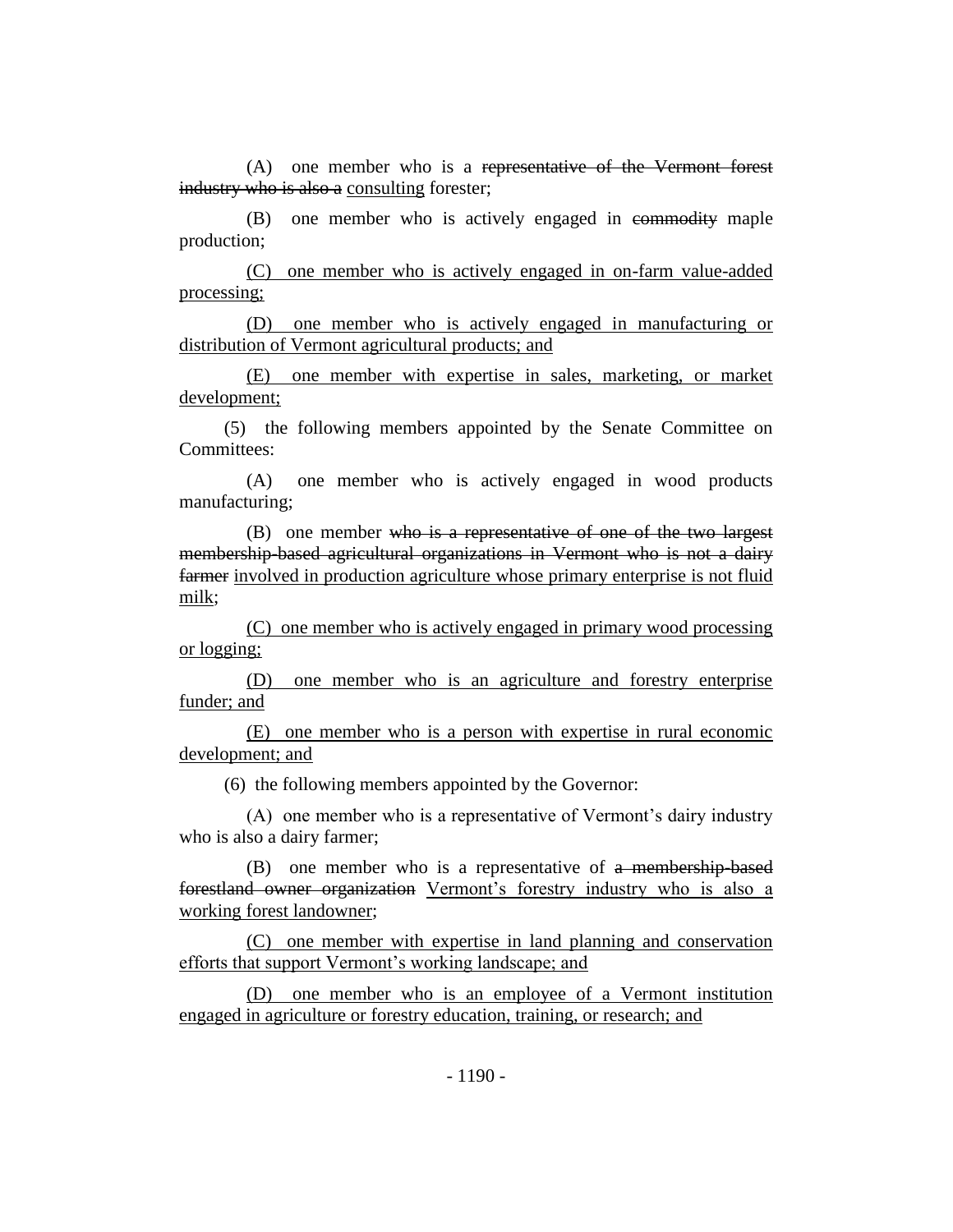(A) one member who is a ~~representative of the Vermont forest industry who is also a~~ consulting forester;

(B) one member who is actively engaged in ~~commodity~~ maple production;

(C) one member who is actively engaged in on-farm value-added processing;

(D) one member who is actively engaged in manufacturing or distribution of Vermont agricultural products; and

(E) one member with expertise in sales, marketing, or market development;

(5) the following members appointed by the Senate Committee on Committees:

(A) one member who is actively engaged in wood products manufacturing;

(B) one member ~~who is a representative of one of the two largest membership-based agricultural organizations in Vermont who is not a dairy farmer~~ involved in production agriculture whose primary enterprise is not fluid milk;

(C) one member who is actively engaged in primary wood processing or logging;

(D) one member who is an agriculture and forestry enterprise funder; and

(E) one member who is a person with expertise in rural economic development; and

(6) the following members appointed by the Governor:

(A) one member who is a representative of Vermont's dairy industry who is also a dairy farmer;

(B) one member who is a representative of ~~a membership-based forestland owner organization~~ Vermont's forestry industry who is also a working forest landowner;

(C) one member with expertise in land planning and conservation efforts that support Vermont's working landscape; and

(D) one member who is an employee of a Vermont institution engaged in agriculture or forestry education, training, or research; and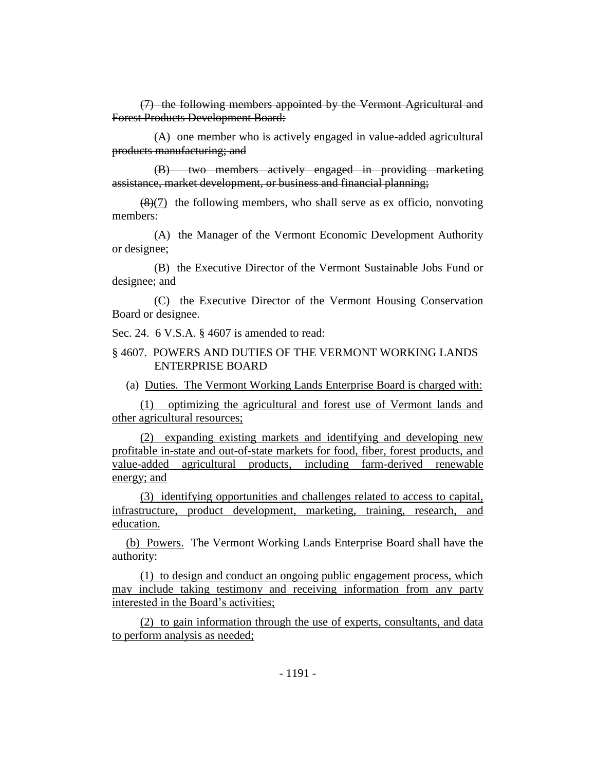~~(7) the following members appointed by the Vermont Agricultural and Forest Products Development Board:~~

~~(A) one member who is actively engaged in value-added agricultural products manufacturing; and~~

~~(B) two members actively engaged in providing marketing assistance, market development, or business and financial planning;~~

~~(8)~~<u>(7)</u> the following members, who shall serve as ex officio, nonvoting members:

(A) the Manager of the Vermont Economic Development Authority or designee;

(B) the Executive Director of the Vermont Sustainable Jobs Fund or designee; and

(C) the Executive Director of the Vermont Housing Conservation Board or designee.

Sec. 24. 6 V.S.A. § 4607 is amended to read:

§ 4607. POWERS AND DUTIES OF THE VERMONT WORKING LANDS ENTERPRISE BOARD

(a) <u>Duties. The Vermont Working Lands Enterprise Board is charged with:</u>

<u>(1) optimizing the agricultural and forest use of Vermont lands and other agricultural resources;</u>

<u>(2) expanding existing markets and identifying and developing new profitable in-state and out-of-state markets for food, fiber, forest products, and value-added agricultural products, including farm-derived renewable energy; and</u>

<u>(3) identifying opportunities and challenges related to access to capital, infrastructure, product development, marketing, training, research, and education.</u>

<u>(b) Powers.</u> The Vermont Working Lands Enterprise Board shall have the authority:

<u>(1) to design and conduct an ongoing public engagement process, which may include taking testimony and receiving information from any party interested in the Board's activities;</u>

<u>(2) to gain information through the use of experts, consultants, and data to perform analysis as needed;</u>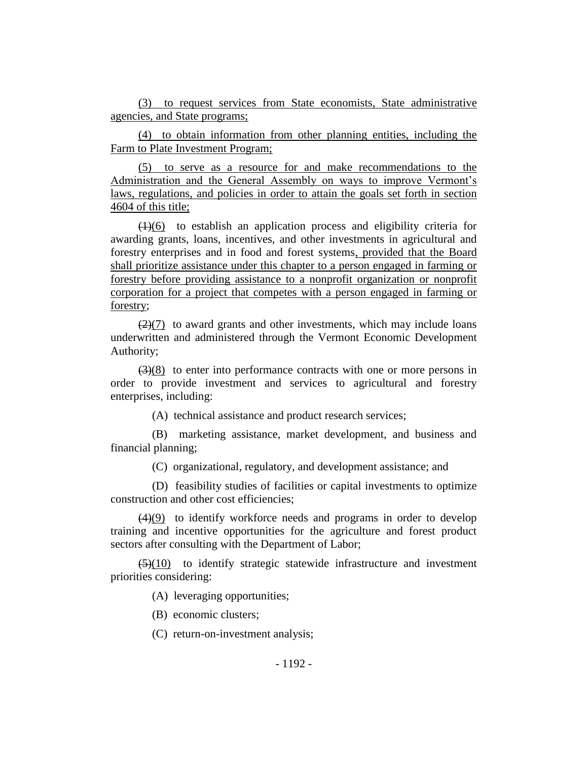(3) to request services from State economists, State administrative agencies, and State programs;

(4) to obtain information from other planning entities, including the Farm to Plate Investment Program;

(5) to serve as a resource for and make recommendations to the Administration and the General Assembly on ways to improve Vermont's laws, regulations, and policies in order to attain the goals set forth in section 4604 of this title;

~~(1)~~(6) to establish an application process and eligibility criteria for awarding grants, loans, incentives, and other investments in agricultural and forestry enterprises and in food and forest systems, provided that the Board shall prioritize assistance under this chapter to a person engaged in farming or forestry before providing assistance to a nonprofit organization or nonprofit corporation for a project that competes with a person engaged in farming or forestry;

~~(2)~~(7) to award grants and other investments, which may include loans underwritten and administered through the Vermont Economic Development Authority;

~~(3)~~(8) to enter into performance contracts with one or more persons in order to provide investment and services to agricultural and forestry enterprises, including:

(A) technical assistance and product research services;

(B) marketing assistance, market development, and business and financial planning;

(C) organizational, regulatory, and development assistance; and

(D) feasibility studies of facilities or capital investments to optimize construction and other cost efficiencies;

~~(4)~~(9) to identify workforce needs and programs in order to develop training and incentive opportunities for the agriculture and forest product sectors after consulting with the Department of Labor;

~~(5)~~(10) to identify strategic statewide infrastructure and investment priorities considering:

(A) leveraging opportunities;

(B) economic clusters;

(C) return-on-investment analysis;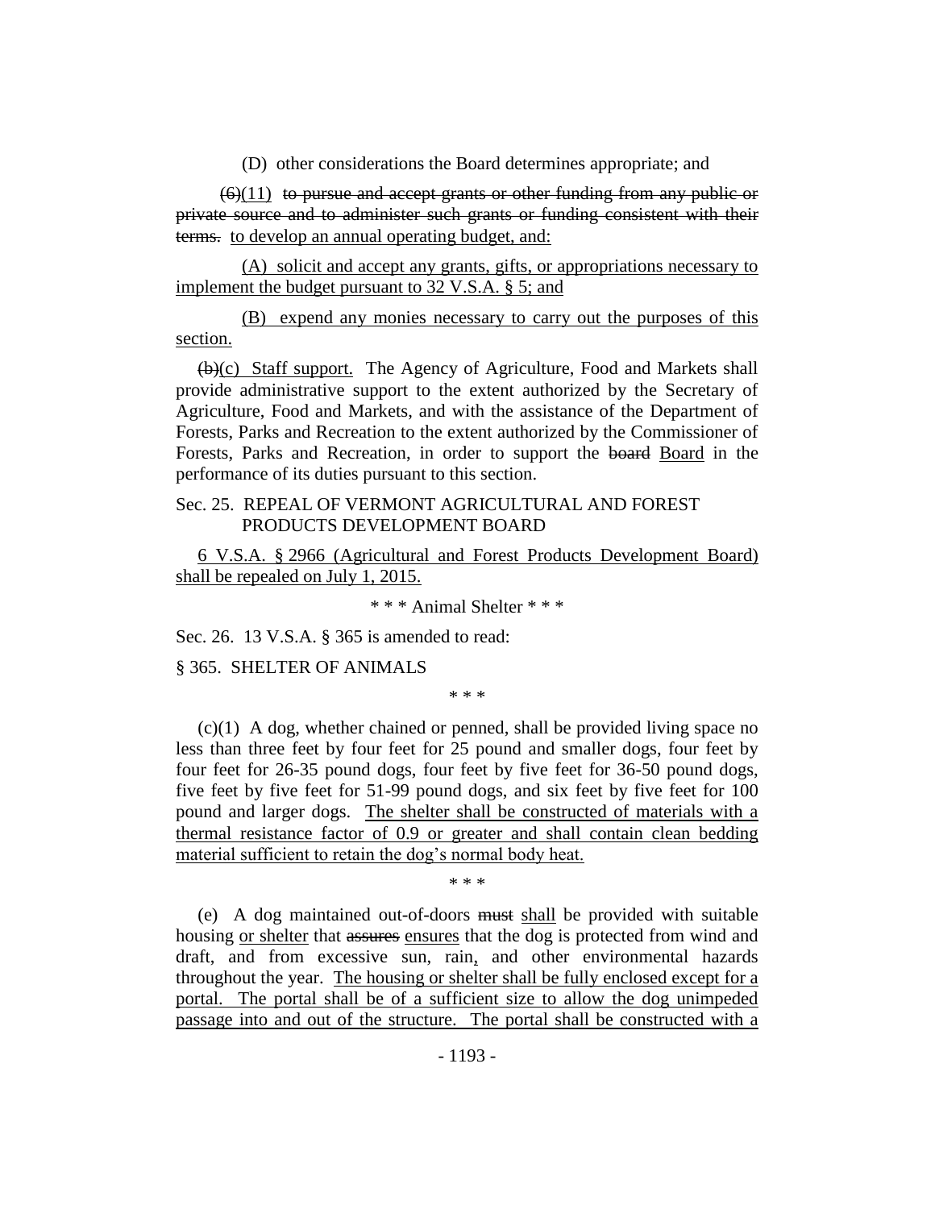(D) other considerations the Board determines appropriate; and

~~(6)~~(11) ~~to pursue and accept grants or other funding from any public or private source and to administer such grants or funding consistent with their terms.~~ <u>to develop an annual operating budget, and:</u>

<u>(A) solicit and accept any grants, gifts, or appropriations necessary to implement the budget pursuant to 32 V.S.A. § 5; and</u>

<u>(B) expend any monies necessary to carry out the purposes of this section.</u>

~~(b)~~(c) Staff support. The Agency of Agriculture, Food and Markets shall provide administrative support to the extent authorized by the Secretary of Agriculture, Food and Markets, and with the assistance of the Department of Forests, Parks and Recreation to the extent authorized by the Commissioner of Forests, Parks and Recreation, in order to support the ~~board~~ <u>Board</u> in the performance of its duties pursuant to this section.

Sec. 25. REPEAL OF VERMONT AGRICULTURAL AND FOREST PRODUCTS DEVELOPMENT BOARD

<u>6 V.S.A. § 2966 (Agricultural and Forest Products Development Board) shall be repealed on July 1, 2015.</u>

\* \* \* Animal Shelter \* \* \*

Sec. 26. 13 V.S.A. § 365 is amended to read:

§ 365. SHELTER OF ANIMALS

\* \* \*

(c)(1) A dog, whether chained or penned, shall be provided living space no less than three feet by four feet for 25 pound and smaller dogs, four feet by four feet for 26-35 pound dogs, four feet by five feet for 36-50 pound dogs, five feet by five feet for 51-99 pound dogs, and six feet by five feet for 100 pound and larger dogs. <u>The shelter shall be constructed of materials with a thermal resistance factor of 0.9 or greater and shall contain clean bedding material sufficient to retain the dog's normal body heat.</u>

\* \* \*

(e) A dog maintained out-of-doors ~~must~~ <u>shall</u> be provided with suitable housing <u>or shelter</u> that ~~assures~~ <u>ensures</u> that the dog is protected from wind and draft, and from excessive sun, rain<u>,</u> and other environmental hazards throughout the year. <u>The housing or shelter shall be fully enclosed except for a portal. The portal shall be of a sufficient size to allow the dog unimpeded passage into and out of the structure. The portal shall be constructed with a</u>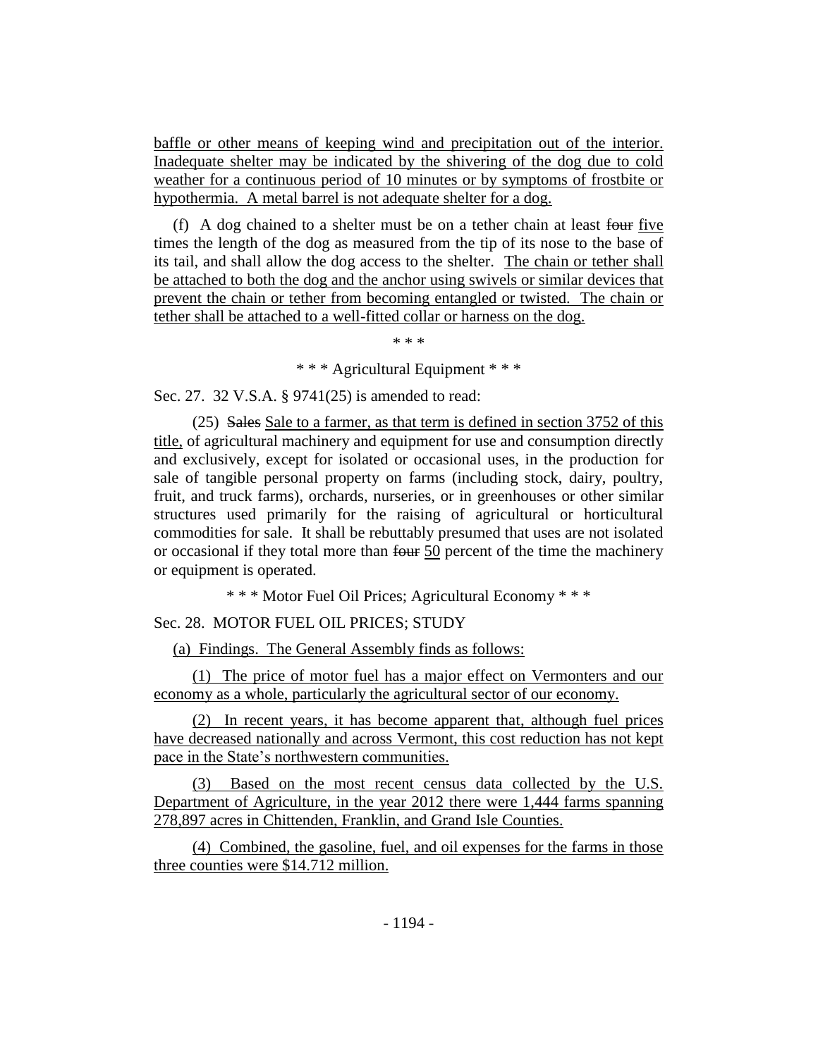baffle or other means of keeping wind and precipitation out of the interior. Inadequate shelter may be indicated by the shivering of the dog due to cold weather for a continuous period of 10 minutes or by symptoms of frostbite or hypothermia. A metal barrel is not adequate shelter for a dog.

(f) A dog chained to a shelter must be on a tether chain at least ~~four~~ five times the length of the dog as measured from the tip of its nose to the base of its tail, and shall allow the dog access to the shelter. The chain or tether shall be attached to both the dog and the anchor using swivels or similar devices that prevent the chain or tether from becoming entangled or twisted. The chain or tether shall be attached to a well-fitted collar or harness on the dog.

\* \* \*

\* \* \* Agricultural Equipment \* \* \*

Sec. 27. 32 V.S.A. § 9741(25) is amended to read:

(25) ~~Sales~~ Sale to a farmer, as that term is defined in section 3752 of this title, of agricultural machinery and equipment for use and consumption directly and exclusively, except for isolated or occasional uses, in the production for sale of tangible personal property on farms (including stock, dairy, poultry, fruit, and truck farms), orchards, nurseries, or in greenhouses or other similar structures used primarily for the raising of agricultural or horticultural commodities for sale. It shall be rebuttably presumed that uses are not isolated or occasional if they total more than ~~four~~ 50 percent of the time the machinery or equipment is operated.

\* \* \* Motor Fuel Oil Prices; Agricultural Economy \* \* \*

Sec. 28. MOTOR FUEL OIL PRICES; STUDY

(a) Findings. The General Assembly finds as follows:

(1) The price of motor fuel has a major effect on Vermonters and our economy as a whole, particularly the agricultural sector of our economy.

(2) In recent years, it has become apparent that, although fuel prices have decreased nationally and across Vermont, this cost reduction has not kept pace in the State's northwestern communities.

(3) Based on the most recent census data collected by the U.S. Department of Agriculture, in the year 2012 there were 1,444 farms spanning 278,897 acres in Chittenden, Franklin, and Grand Isle Counties.

(4) Combined, the gasoline, fuel, and oil expenses for the farms in those three counties were \$14.712 million.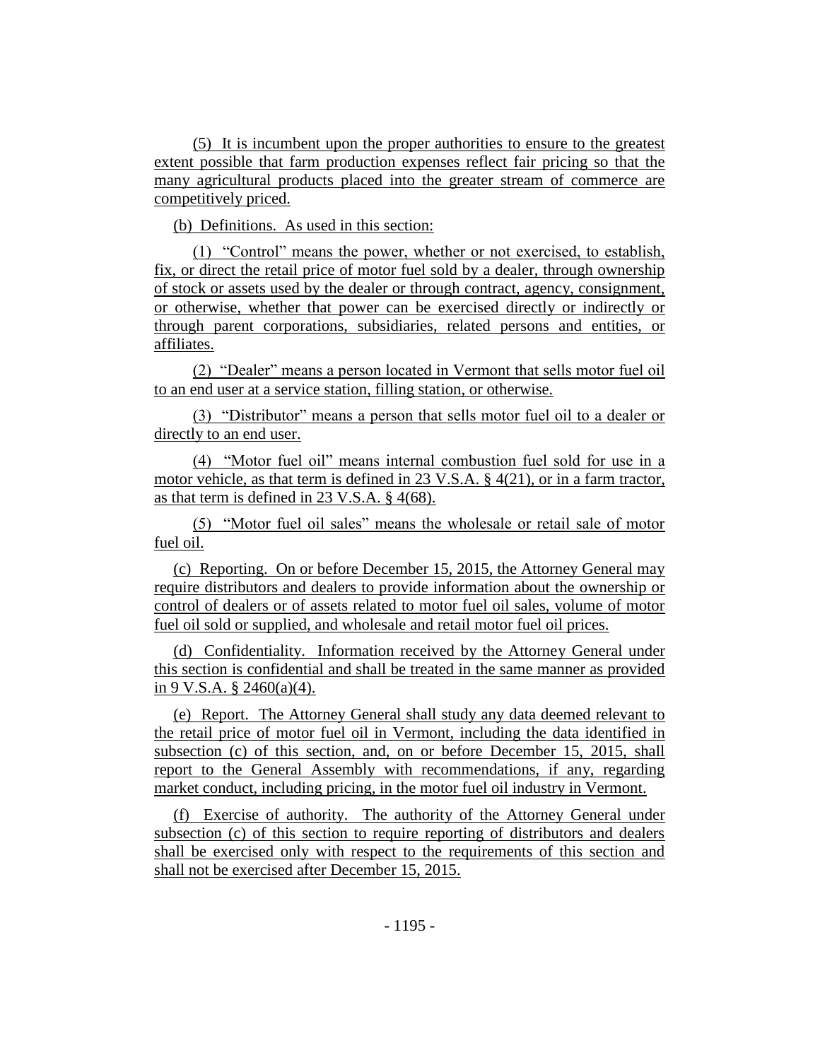(5) It is incumbent upon the proper authorities to ensure to the greatest extent possible that farm production expenses reflect fair pricing so that the many agricultural products placed into the greater stream of commerce are competitively priced.

(b) Definitions. As used in this section:

(1) "Control" means the power, whether or not exercised, to establish, fix, or direct the retail price of motor fuel sold by a dealer, through ownership of stock or assets used by the dealer or through contract, agency, consignment, or otherwise, whether that power can be exercised directly or indirectly or through parent corporations, subsidiaries, related persons and entities, or affiliates.

(2) "Dealer" means a person located in Vermont that sells motor fuel oil to an end user at a service station, filling station, or otherwise.

(3) "Distributor" means a person that sells motor fuel oil to a dealer or directly to an end user.

(4) "Motor fuel oil" means internal combustion fuel sold for use in a motor vehicle, as that term is defined in 23 V.S.A. § 4(21), or in a farm tractor, as that term is defined in 23 V.S.A. § 4(68).

(5) "Motor fuel oil sales" means the wholesale or retail sale of motor fuel oil.

(c) Reporting. On or before December 15, 2015, the Attorney General may require distributors and dealers to provide information about the ownership or control of dealers or of assets related to motor fuel oil sales, volume of motor fuel oil sold or supplied, and wholesale and retail motor fuel oil prices.

(d) Confidentiality. Information received by the Attorney General under this section is confidential and shall be treated in the same manner as provided in 9 V.S.A. § 2460(a)(4).

(e) Report. The Attorney General shall study any data deemed relevant to the retail price of motor fuel oil in Vermont, including the data identified in subsection (c) of this section, and, on or before December 15, 2015, shall report to the General Assembly with recommendations, if any, regarding market conduct, including pricing, in the motor fuel oil industry in Vermont.

(f) Exercise of authority. The authority of the Attorney General under subsection (c) of this section to require reporting of distributors and dealers shall be exercised only with respect to the requirements of this section and shall not be exercised after December 15, 2015.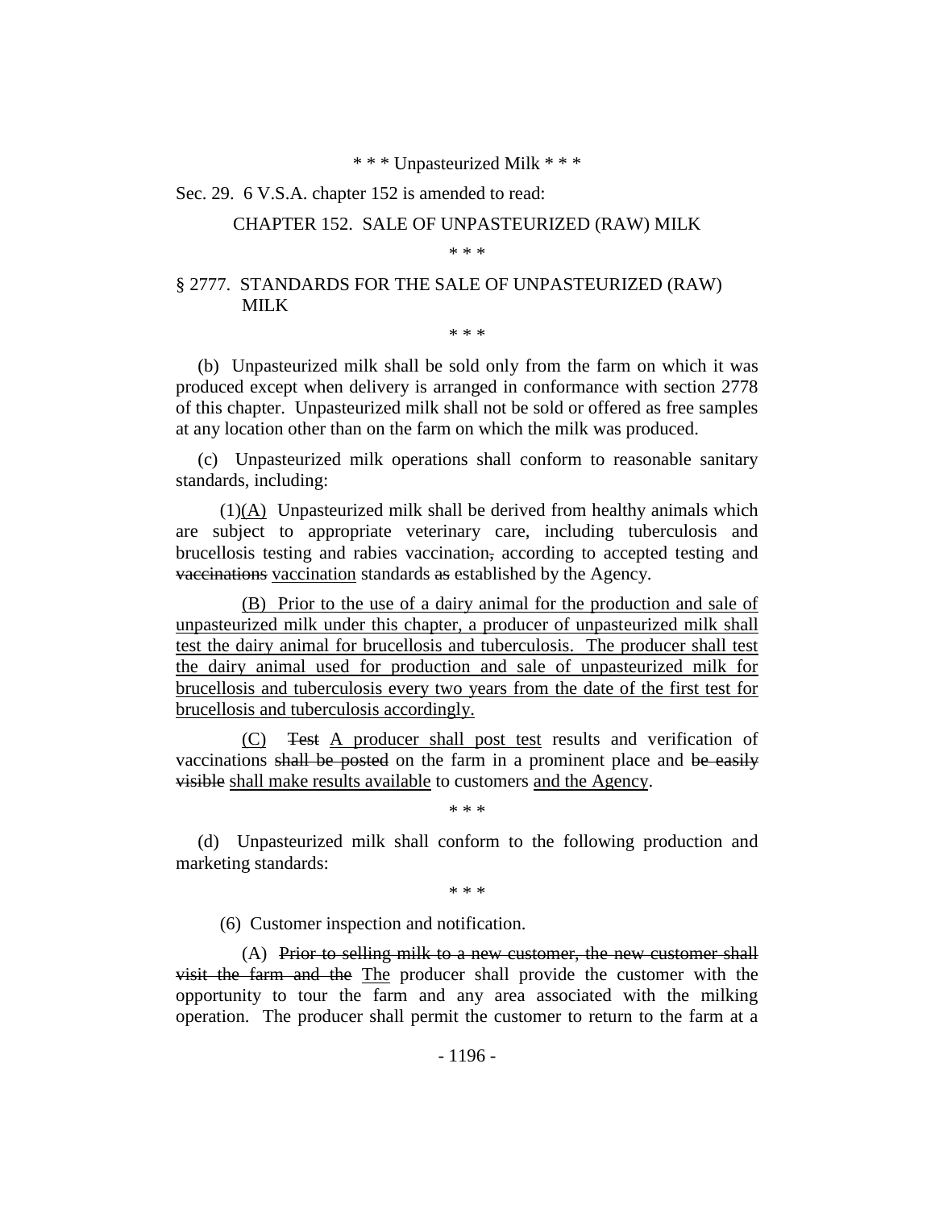\* \* \* Unpasteurized Milk \* \* \*

Sec. 29. 6 V.S.A. chapter 152 is amended to read:

CHAPTER 152. SALE OF UNPASTEURIZED (RAW) MILK

\* \* \*

§ 2777. STANDARDS FOR THE SALE OF UNPASTEURIZED (RAW) MILK

\* \* \*

(b) Unpasteurized milk shall be sold only from the farm on which it was produced except when delivery is arranged in conformance with section 2778 of this chapter. Unpasteurized milk shall not be sold or offered as free samples at any location other than on the farm on which the milk was produced.

(c) Unpasteurized milk operations shall conform to reasonable sanitary standards, including:

(1)<u>(A)</u> Unpasteurized milk shall be derived from healthy animals which are subject to appropriate veterinary care, including tuberculosis and brucellosis testing and rabies vaccination~~,~~ according to accepted testing and ~~vaccinations~~ <u>vaccination</u> standards ~~as~~ established by the Agency.

<u>(B) Prior to the use of a dairy animal for the production and sale of unpasteurized milk under this chapter, a producer of unpasteurized milk shall test the dairy animal for brucellosis and tuberculosis. The producer shall test the dairy animal used for production and sale of unpasteurized milk for brucellosis and tuberculosis every two years from the date of the first test for brucellosis and tuberculosis accordingly.</u>

<u>(C)</u> ~~Test~~ <u>A producer shall post test</u> results and verification of vaccinations ~~shall be posted~~ on the farm in a prominent place and ~~be easily visible~~ <u>shall make results available</u> to customers <u>and the Agency</u>.

\* \* \*

(d) Unpasteurized milk shall conform to the following production and marketing standards:

\* \* \*

(6) Customer inspection and notification.

(A) ~~Prior to selling milk to a new customer, the new customer shall visit the farm and the~~ <u>The</u> producer shall provide the customer with the opportunity to tour the farm and any area associated with the milking operation. The producer shall permit the customer to return to the farm at a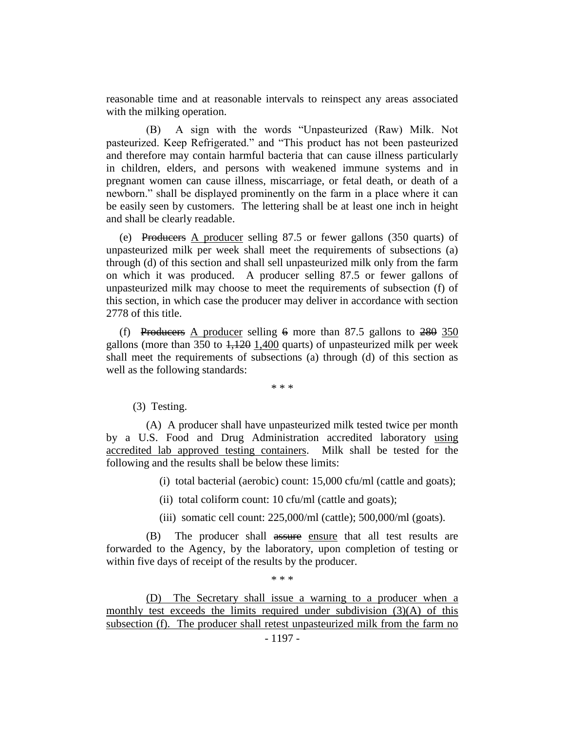reasonable time and at reasonable intervals to reinspect any areas associated with the milking operation.

(B) A sign with the words "Unpasteurized (Raw) Milk. Not pasteurized. Keep Refrigerated." and "This product has not been pasteurized and therefore may contain harmful bacteria that can cause illness particularly in children, elders, and persons with weakened immune systems and in pregnant women can cause illness, miscarriage, or fetal death, or death of a newborn." shall be displayed prominently on the farm in a place where it can be easily seen by customers. The lettering shall be at least one inch in height and shall be clearly readable.

(e) ~~Producers~~ A producer selling 87.5 or fewer gallons (350 quarts) of unpasteurized milk per week shall meet the requirements of subsections (a) through (d) of this section and shall sell unpasteurized milk only from the farm on which it was produced. A producer selling 87.5 or fewer gallons of unpasteurized milk may choose to meet the requirements of subsection (f) of this section, in which case the producer may deliver in accordance with section 2778 of this title.

(f) ~~Producers~~ A producer selling ~~6~~ more than 87.5 gallons to ~~280~~ 350 gallons (more than 350 to ~~1,120~~ 1,400 quarts) of unpasteurized milk per week shall meet the requirements of subsections (a) through (d) of this section as well as the following standards:

\* \* \*

(3) Testing.

(A) A producer shall have unpasteurized milk tested twice per month by a U.S. Food and Drug Administration accredited laboratory using accredited lab approved testing containers. Milk shall be tested for the following and the results shall be below these limits:

(i) total bacterial (aerobic) count: 15,000 cfu/ml (cattle and goats);

(ii) total coliform count: 10 cfu/ml (cattle and goats);

(iii) somatic cell count: 225,000/ml (cattle); 500,000/ml (goats).

(B) The producer shall ~~assure~~ ensure that all test results are forwarded to the Agency, by the laboratory, upon completion of testing or within five days of receipt of the results by the producer.

\* \* \*

(D) The Secretary shall issue a warning to a producer when a monthly test exceeds the limits required under subdivision (3)(A) of this subsection (f). The producer shall retest unpasteurized milk from the farm no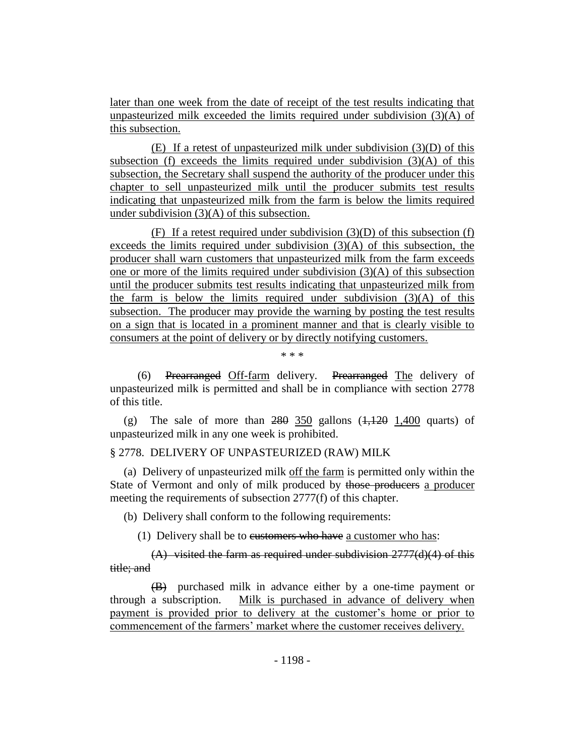later than one week from the date of receipt of the test results indicating that unpasteurized milk exceeded the limits required under subdivision (3)(A) of this subsection.

(E) If a retest of unpasteurized milk under subdivision (3)(D) of this subsection (f) exceeds the limits required under subdivision (3)(A) of this subsection, the Secretary shall suspend the authority of the producer under this chapter to sell unpasteurized milk until the producer submits test results indicating that unpasteurized milk from the farm is below the limits required under subdivision (3)(A) of this subsection.

(F) If a retest required under subdivision (3)(D) of this subsection (f) exceeds the limits required under subdivision (3)(A) of this subsection, the producer shall warn customers that unpasteurized milk from the farm exceeds one or more of the limits required under subdivision (3)(A) of this subsection until the producer submits test results indicating that unpasteurized milk from the farm is below the limits required under subdivision (3)(A) of this subsection. The producer may provide the warning by posting the test results on a sign that is located in a prominent manner and that is clearly visible to consumers at the point of delivery or by directly notifying customers.

\* \* \*

(6) ~~Prearranged~~ Off-farm delivery. ~~Prearranged~~ The delivery of unpasteurized milk is permitted and shall be in compliance with section 2778 of this title.

(g) The sale of more than ~~280~~ 350 gallons (~~1,120~~ 1,400 quarts) of unpasteurized milk in any one week is prohibited.

§ 2778. DELIVERY OF UNPASTEURIZED (RAW) MILK

(a) Delivery of unpasteurized milk off the farm is permitted only within the State of Vermont and only of milk produced by ~~those producers~~ a producer meeting the requirements of subsection 2777(f) of this chapter.

(b) Delivery shall conform to the following requirements:

(1) Delivery shall be to ~~customers who have~~ a customer who has:

~~(A) visited the farm as required under subdivision 2777(d)(4) of this title; and~~

~~(B)~~ purchased milk in advance either by a one-time payment or through a subscription. Milk is purchased in advance of delivery when payment is provided prior to delivery at the customer's home or prior to commencement of the farmers' market where the customer receives delivery.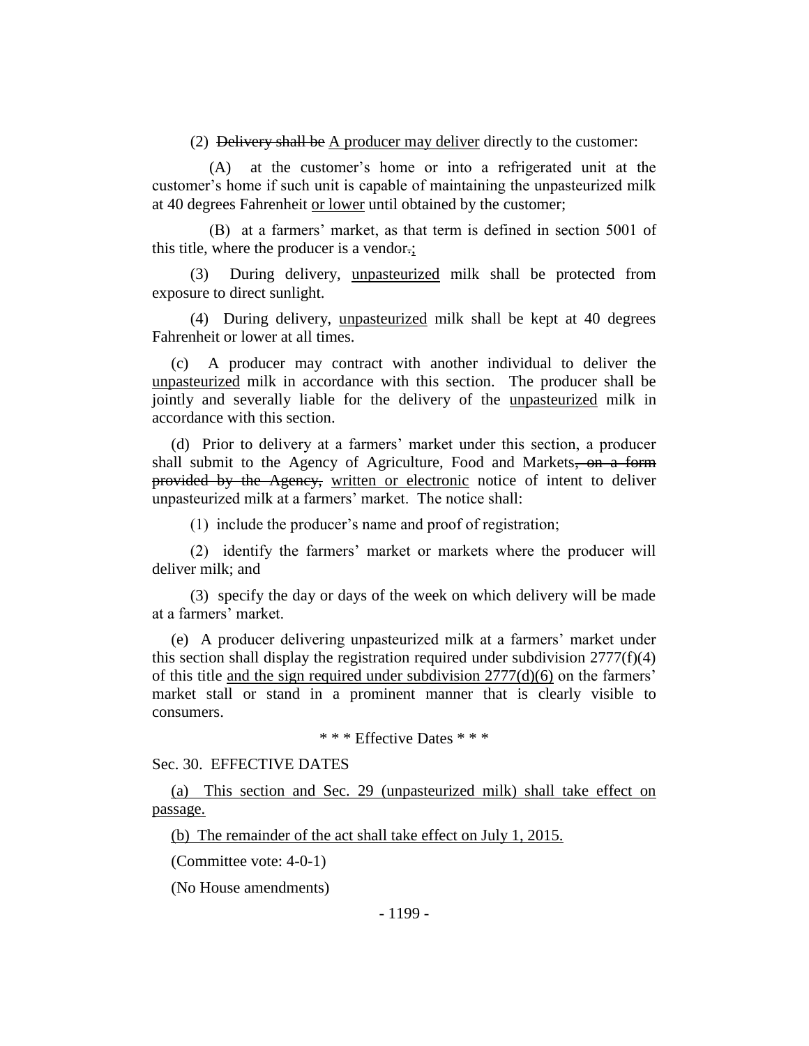(2) ~~Delivery shall be~~ A producer may deliver directly to the customer:

(A) at the customer's home or into a refrigerated unit at the customer's home if such unit is capable of maintaining the unpasteurized milk at 40 degrees Fahrenheit or lower until obtained by the customer;

(B) at a farmers' market, as that term is defined in section 5001 of this title, where the producer is a vendor~~.~~;

(3) During delivery, unpasteurized milk shall be protected from exposure to direct sunlight.

(4) During delivery, unpasteurized milk shall be kept at 40 degrees Fahrenheit or lower at all times.

(c) A producer may contract with another individual to deliver the unpasteurized milk in accordance with this section. The producer shall be jointly and severally liable for the delivery of the unpasteurized milk in accordance with this section.

(d) Prior to delivery at a farmers' market under this section, a producer shall submit to the Agency of Agriculture, Food and Markets~~, on a form provided by the Agency,~~ written or electronic notice of intent to deliver unpasteurized milk at a farmers' market. The notice shall:

(1) include the producer's name and proof of registration;

(2) identify the farmers' market or markets where the producer will deliver milk; and

(3) specify the day or days of the week on which delivery will be made at a farmers' market.

(e) A producer delivering unpasteurized milk at a farmers' market under this section shall display the registration required under subdivision 2777(f)(4) of this title and the sign required under subdivision 2777(d)(6) on the farmers' market stall or stand in a prominent manner that is clearly visible to consumers.

\* \* \* Effective Dates \* \* \*

Sec. 30. EFFECTIVE DATES

(a) This section and Sec. 29 (unpasteurized milk) shall take effect on passage.

(b) The remainder of the act shall take effect on July 1, 2015.

(Committee vote: 4-0-1)

(No House amendments)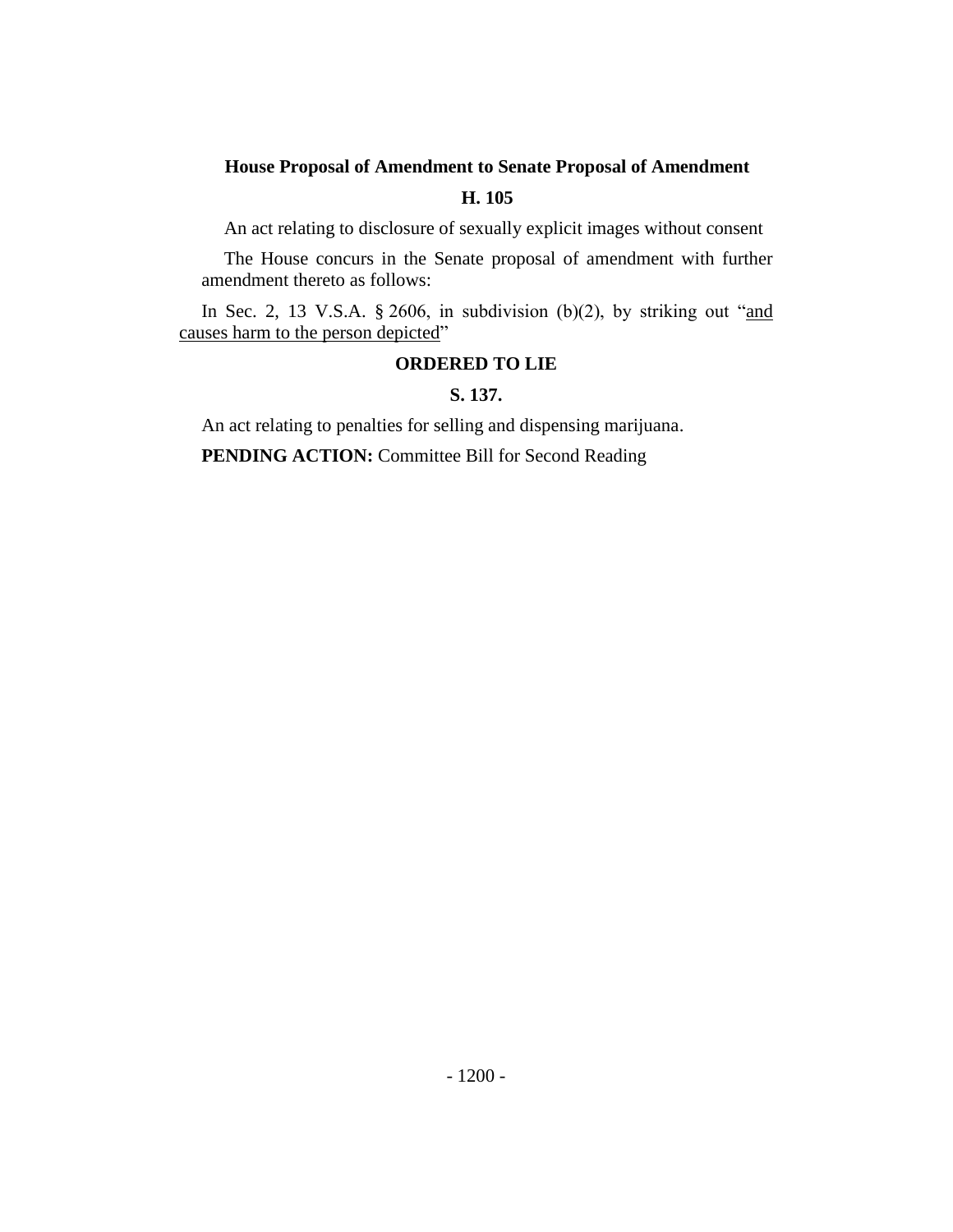**House Proposal of Amendment to Senate Proposal of Amendment**

**H. 105**

An act relating to disclosure of sexually explicit images without consent

The House concurs in the Senate proposal of amendment with further amendment thereto as follows:

In Sec. 2, 13 V.S.A. § 2606, in subdivision (b)(2), by striking out "<u>and causes harm to the person depicted</u>"

**ORDERED TO LIE**

**S. 137.**

An act relating to penalties for selling and dispensing marijuana.

**PENDING ACTION:** Committee Bill for Second Reading